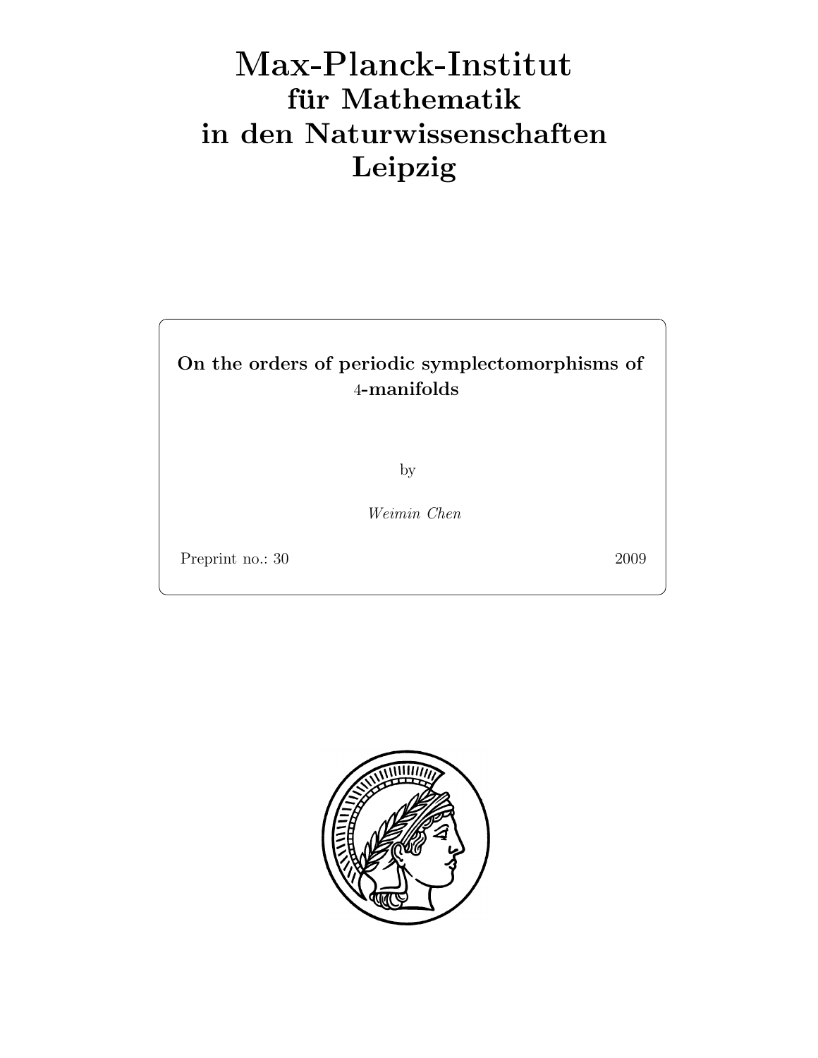# Max-Planck-Institut
## für Mathematik
## in den Naturwissenschaften
## Leipzig

**On the orders of periodic symplectomorphisms of 4-manifolds**

by

*Weimin Chen*

Preprint no.: 30 2009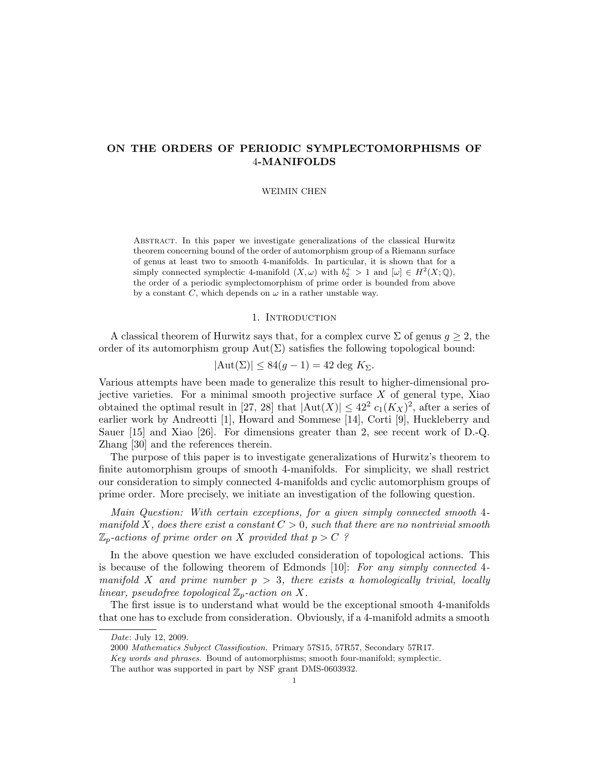# ON THE ORDERS OF PERIODIC SYMPLECTOMORPHISMS OF 4-MANIFOLDS

WEIMIN CHEN

Abstract. In this paper we investigate generalizations of the classical Hurwitz theorem concerning bound of the order of automorphism group of a Riemann surface of genus at least two to smooth 4-manifolds. In particular, it is shown that for a simply connected symplectic 4-manifold $(X, \omega)$ with $b_2^+ > 1$ and $[\omega] \in H^2(X; \mathbb{Q})$, the order of a periodic symplectomorphism of prime order is bounded from above by a constant $C$, which depends on $\omega$ in a rather unstable way.

## 1. Introduction

A classical theorem of Hurwitz says that, for a complex curve $\Sigma$ of genus $g \geq 2$, the order of its automorphism group $\text{Aut}(\Sigma)$ satisfies the following topological bound:

$$|\text{Aut}(\Sigma)| \leq 84(g-1) = 42 \deg K_\Sigma.$$

Various attempts have been made to generalize this result to higher-dimensional projective varieties. For a minimal smooth projective surface $X$ of general type, Xiao obtained the optimal result in [27, 28] that $|\text{Aut}(X)| \leq 42^2\, c_1(K_X)^2$, after a series of earlier work by Andreotti [1], Howard and Sommese [14], Corti [9], Huckleberry and Sauer [15] and Xiao [26]. For dimensions greater than 2, see recent work of D.-Q. Zhang [30] and the references therein.

The purpose of this paper is to investigate generalizations of Hurwitz's theorem to finite automorphism groups of smooth 4-manifolds. For simplicity, we shall restrict our consideration to simply connected 4-manifolds and cyclic automorphism groups of prime order. More precisely, we initiate an investigation of the following question.

*Main Question: With certain exceptions, for a given simply connected smooth 4-manifold $X$, does there exist a constant $C > 0$, such that there are no nontrivial smooth $\mathbb{Z}_p$-actions of prime order on $X$ provided that $p > C$ ?*

In the above question we have excluded consideration of topological actions. This is because of the following theorem of Edmonds [10]: *For any simply connected 4-manifold $X$ and prime number $p > 3$, there exists a homologically trivial, locally linear, pseudofree topological $\mathbb{Z}_p$-action on $X$.*

The first issue is to understand what would be the exceptional smooth 4-manifolds that one has to exclude from consideration. Obviously, if a 4-manifold admits a smooth

---

*Date*: July 12, 2009.

2000 *Mathematics Subject Classification.* Primary 57S15, 57R57, Secondary 57R17.

*Key words and phrases.* Bound of automorphisms; smooth four-manifold; symplectic.

The author was supported in part by NSF grant DMS-0603932.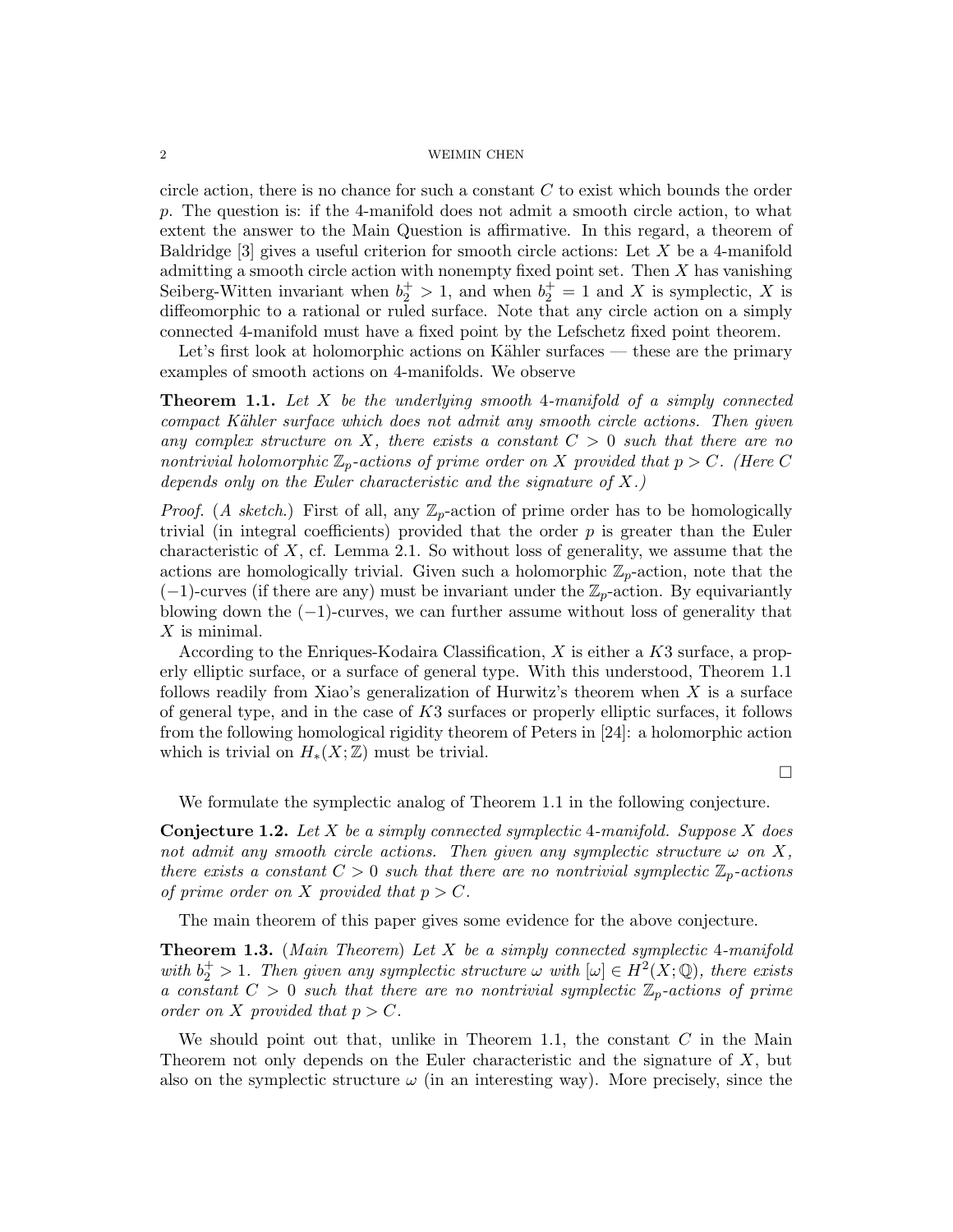circle action, there is no chance for such a constant $C$ to exist which bounds the order $p$. The question is: if the 4-manifold does not admit a smooth circle action, to what extent the answer to the Main Question is affirmative. In this regard, a theorem of Baldridge [3] gives a useful criterion for smooth circle actions: Let $X$ be a 4-manifold admitting a smooth circle action with nonempty fixed point set. Then $X$ has vanishing Seiberg-Witten invariant when $b_2^+ > 1$, and when $b_2^+ = 1$ and $X$ is symplectic, $X$ is diffeomorphic to a rational or ruled surface. Note that any circle action on a simply connected 4-manifold must have a fixed point by the Lefschetz fixed point theorem.

Let's first look at holomorphic actions on Kähler surfaces — these are the primary examples of smooth actions on 4-manifolds. We observe

**Theorem 1.1.** *Let $X$ be the underlying smooth 4-manifold of a simply connected compact Kähler surface which does not admit any smooth circle actions. Then given any complex structure on $X$, there exists a constant $C > 0$ such that there are no nontrivial holomorphic $\mathbb{Z}_p$-actions of prime order on $X$ provided that $p > C$. (Here $C$ depends only on the Euler characteristic and the signature of $X$.)*

*Proof.* (*A sketch.*) First of all, any $\mathbb{Z}_p$-action of prime order has to be homologically trivial (in integral coefficients) provided that the order $p$ is greater than the Euler characteristic of $X$, cf. Lemma 2.1. So without loss of generality, we assume that the actions are homologically trivial. Given such a holomorphic $\mathbb{Z}_p$-action, note that the $(-1)$-curves (if there are any) must be invariant under the $\mathbb{Z}_p$-action. By equivariantly blowing down the $(-1)$-curves, we can further assume without loss of generality that $X$ is minimal.

According to the Enriques-Kodaira Classification, $X$ is either a $K3$ surface, a properly elliptic surface, or a surface of general type. With this understood, Theorem 1.1 follows readily from Xiao's generalization of Hurwitz's theorem when $X$ is a surface of general type, and in the case of $K3$ surfaces or properly elliptic surfaces, it follows from the following homological rigidity theorem of Peters in [24]: a holomorphic action which is trivial on $H_*(X;\mathbb{Z})$ must be trivial.

∎

We formulate the symplectic analog of Theorem 1.1 in the following conjecture.

**Conjecture 1.2.** *Let $X$ be a simply connected symplectic 4-manifold. Suppose $X$ does not admit any smooth circle actions. Then given any symplectic structure $\omega$ on $X$, there exists a constant $C > 0$ such that there are no nontrivial symplectic $\mathbb{Z}_p$-actions of prime order on $X$ provided that $p > C$.*

The main theorem of this paper gives some evidence for the above conjecture.

**Theorem 1.3.** (*Main Theorem*) *Let $X$ be a simply connected symplectic 4-manifold with $b_2^+ > 1$. Then given any symplectic structure $\omega$ with $[\omega] \in H^2(X;\mathbb{Q})$, there exists a constant $C > 0$ such that there are no nontrivial symplectic $\mathbb{Z}_p$-actions of prime order on $X$ provided that $p > C$.*

We should point out that, unlike in Theorem 1.1, the constant $C$ in the Main Theorem not only depends on the Euler characteristic and the signature of $X$, but also on the symplectic structure $\omega$ (in an interesting way). More precisely, since the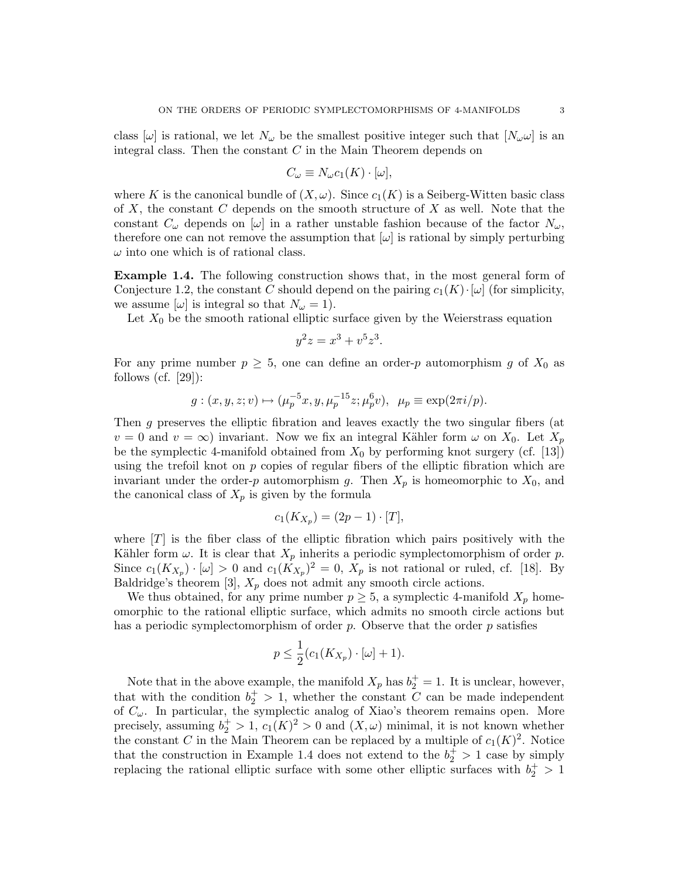class $[\omega]$ is rational, we let $N_\omega$ be the smallest positive integer such that $[N_\omega \omega]$ is an integral class. Then the constant $C$ in the Main Theorem depends on

$$C_\omega \equiv N_\omega c_1(K) \cdot [\omega],$$

where $K$ is the canonical bundle of $(X, \omega)$. Since $c_1(K)$ is a Seiberg-Witten basic class of $X$, the constant $C$ depends on the smooth structure of $X$ as well. Note that the constant $C_\omega$ depends on $[\omega]$ in a rather unstable fashion because of the factor $N_\omega$, therefore one can not remove the assumption that $[\omega]$ is rational by simply perturbing $\omega$ into one which is of rational class.

**Example 1.4.** The following construction shows that, in the most general form of Conjecture 1.2, the constant $C$ should depend on the pairing $c_1(K) \cdot [\omega]$ (for simplicity, we assume $[\omega]$ is integral so that $N_\omega = 1$).

Let $X_0$ be the smooth rational elliptic surface given by the Weierstrass equation

$$y^2 z = x^3 + v^5 z^3.$$

For any prime number $p \geq 5$, one can define an order-$p$ automorphism $g$ of $X_0$ as follows (cf. [29]):

$$g : (x, y, z; v) \mapsto (\mu_p^{-5} x, y, \mu_p^{-15} z; \mu_p^6 v), \quad \mu_p \equiv \exp(2\pi i/p).$$

Then $g$ preserves the elliptic fibration and leaves exactly the two singular fibers (at $v = 0$ and $v = \infty$) invariant. Now we fix an integral Kähler form $\omega$ on $X_0$. Let $X_p$ be the symplectic 4-manifold obtained from $X_0$ by performing knot surgery (cf. [13]) using the trefoil knot on $p$ copies of regular fibers of the elliptic fibration which are invariant under the order-$p$ automorphism $g$. Then $X_p$ is homeomorphic to $X_0$, and the canonical class of $X_p$ is given by the formula

$$c_1(K_{X_p}) = (2p - 1) \cdot [T],$$

where $[T]$ is the fiber class of the elliptic fibration which pairs positively with the Kähler form $\omega$. It is clear that $X_p$ inherits a periodic symplectomorphism of order $p$. Since $c_1(K_{X_p}) \cdot [\omega] > 0$ and $c_1(K_{X_p})^2 = 0$, $X_p$ is not rational or ruled, cf. [18]. By Baldridge's theorem [3], $X_p$ does not admit any smooth circle actions.

We thus obtained, for any prime number $p \geq 5$, a symplectic 4-manifold $X_p$ homeomorphic to the rational elliptic surface, which admits no smooth circle actions but has a periodic symplectomorphism of order $p$. Observe that the order $p$ satisfies

$$p \leq \frac{1}{2}(c_1(K_{X_p}) \cdot [\omega] + 1).$$

Note that in the above example, the manifold $X_p$ has $b_2^+ = 1$. It is unclear, however, that with the condition $b_2^+ > 1$, whether the constant $C$ can be made independent of $C_\omega$. In particular, the symplectic analog of Xiao's theorem remains open. More precisely, assuming $b_2^+ > 1$, $c_1(K)^2 > 0$ and $(X, \omega)$ minimal, it is not known whether the constant $C$ in the Main Theorem can be replaced by a multiple of $c_1(K)^2$. Notice that the construction in Example 1.4 does not extend to the $b_2^+ > 1$ case by simply replacing the rational elliptic surface with some other elliptic surfaces with $b_2^+ > 1$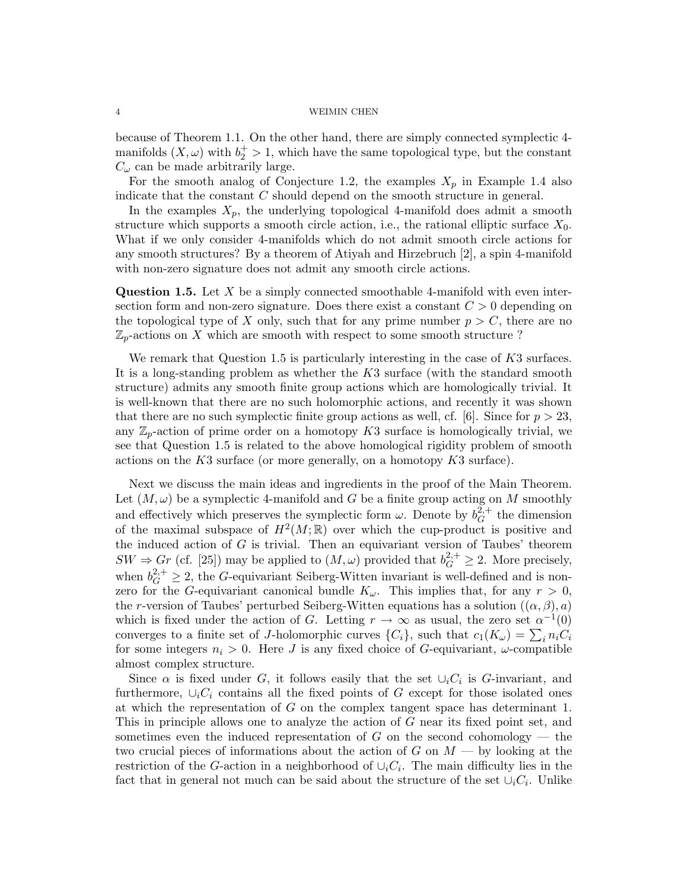because of Theorem 1.1. On the other hand, there are simply connected symplectic 4-manifolds $(X, \omega)$ with $b_2^+ > 1$, which have the same topological type, but the constant $C_\omega$ can be made arbitrarily large.

For the smooth analog of Conjecture 1.2, the examples $X_p$ in Example 1.4 also indicate that the constant $C$ should depend on the smooth structure in general.

In the examples $X_p$, the underlying topological 4-manifold does admit a smooth structure which supports a smooth circle action, i.e., the rational elliptic surface $X_0$. What if we only consider 4-manifolds which do not admit smooth circle actions for any smooth structures? By a theorem of Atiyah and Hirzebruch [2], a spin 4-manifold with non-zero signature does not admit any smooth circle actions.

**Question 1.5.** Let $X$ be a simply connected smoothable 4-manifold with even intersection form and non-zero signature. Does there exist a constant $C > 0$ depending on the topological type of $X$ only, such that for any prime number $p > C$, there are no $\mathbb{Z}_p$-actions on $X$ which are smooth with respect to some smooth structure ?

We remark that Question 1.5 is particularly interesting in the case of $K3$ surfaces. It is a long-standing problem as whether the $K3$ surface (with the standard smooth structure) admits any smooth finite group actions which are homologically trivial. It is well-known that there are no such holomorphic actions, and recently it was shown that there are no such symplectic finite group actions as well, cf. [6]. Since for $p > 23$, any $\mathbb{Z}_p$-action of prime order on a homotopy $K3$ surface is homologically trivial, we see that Question 1.5 is related to the above homological rigidity problem of smooth actions on the $K3$ surface (or more generally, on a homotopy $K3$ surface).

Next we discuss the main ideas and ingredients in the proof of the Main Theorem. Let $(M, \omega)$ be a symplectic 4-manifold and $G$ be a finite group acting on $M$ smoothly and effectively which preserves the symplectic form $\omega$. Denote by $b_G^{2,+}$ the dimension of the maximal subspace of $H^2(M; \mathbb{R})$ over which the cup-product is positive and the induced action of $G$ is trivial. Then an equivariant version of Taubes' theorem $SW \Rightarrow Gr$ (cf. [25]) may be applied to $(M, \omega)$ provided that $b_G^{2,+} \geq 2$. More precisely, when $b_G^{2,+} \geq 2$, the $G$-equivariant Seiberg-Witten invariant is well-defined and is non-zero for the $G$-equivariant canonical bundle $K_\omega$. This implies that, for any $r > 0$, the $r$-version of Taubes' perturbed Seiberg-Witten equations has a solution $((\alpha, \beta), a)$ which is fixed under the action of $G$. Letting $r \to \infty$ as usual, the zero set $\alpha^{-1}(0)$ converges to a finite set of $J$-holomorphic curves $\{C_i\}$, such that $c_1(K_\omega) = \sum_i n_i C_i$ for some integers $n_i > 0$. Here $J$ is any fixed choice of $G$-equivariant, $\omega$-compatible almost complex structure.

Since $\alpha$ is fixed under $G$, it follows easily that the set $\cup_i C_i$ is $G$-invariant, and furthermore, $\cup_i C_i$ contains all the fixed points of $G$ except for those isolated ones at which the representation of $G$ on the complex tangent space has determinant 1. This in principle allows one to analyze the action of $G$ near its fixed point set, and sometimes even the induced representation of $G$ on the second cohomology — the two crucial pieces of informations about the action of $G$ on $M$ — by looking at the restriction of the $G$-action in a neighborhood of $\cup_i C_i$. The main difficulty lies in the fact that in general not much can be said about the structure of the set $\cup_i C_i$. Unlike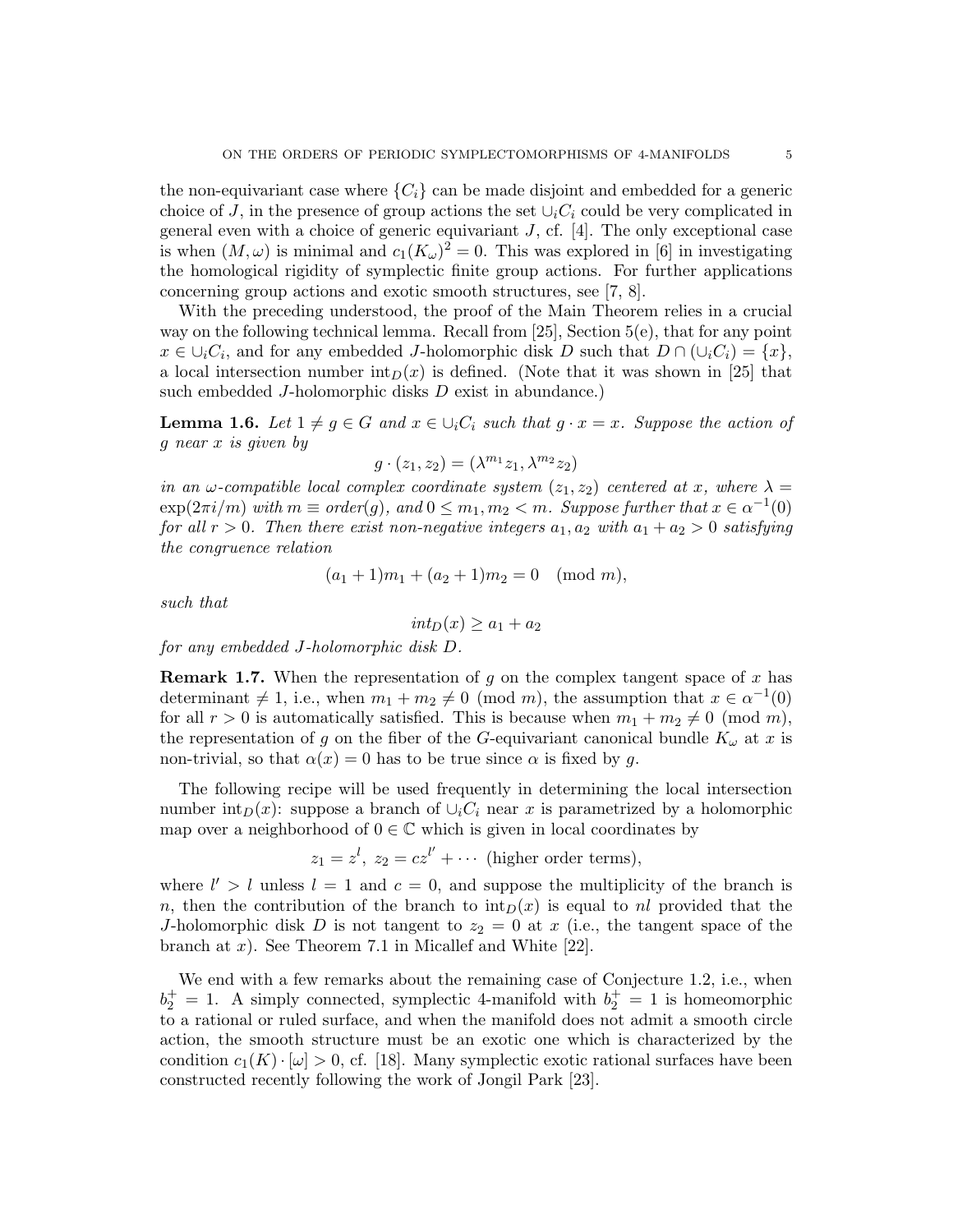the non-equivariant case where $\{C_i\}$ can be made disjoint and embedded for a generic choice of $J$, in the presence of group actions the set $\cup_i C_i$ could be very complicated in general even with a choice of generic equivariant $J$, cf. [4]. The only exceptional case is when $(M,\omega)$ is minimal and $c_1(K_\omega)^2 = 0$. This was explored in [6] in investigating the homological rigidity of symplectic finite group actions. For further applications concerning group actions and exotic smooth structures, see [7, 8].

With the preceding understood, the proof of the Main Theorem relies in a crucial way on the following technical lemma. Recall from [25], Section 5(e), that for any point $x \in \cup_i C_i$, and for any embedded $J$-holomorphic disk $D$ such that $D \cap (\cup_i C_i) = \{x\}$, a local intersection number $\text{int}_D(x)$ is defined. (Note that it was shown in [25] that such embedded $J$-holomorphic disks $D$ exist in abundance.)

**Lemma 1.6.** *Let $1 \neq g \in G$ and $x \in \cup_i C_i$ such that $g \cdot x = x$. Suppose the action of $g$ near $x$ is given by*

$$g \cdot (z_1, z_2) = (\lambda^{m_1} z_1, \lambda^{m_2} z_2)$$

*in an $\omega$-compatible local complex coordinate system $(z_1, z_2)$ centered at $x$, where $\lambda = \exp(2\pi i/m)$ with $m \equiv order(g)$, and $0 \le m_1, m_2 < m$. Suppose further that $x \in \alpha^{-1}(0)$ for all $r > 0$. Then there exist non-negative integers $a_1, a_2$ with $a_1 + a_2 > 0$ satisfying the congruence relation*

$$(a_1 + 1)m_1 + (a_2 + 1)m_2 = 0 \pmod{m},$$

*such that*

$$int_D(x) \ge a_1 + a_2$$

*for any embedded $J$-holomorphic disk $D$.*

**Remark 1.7.** When the representation of $g$ on the complex tangent space of $x$ has determinant $\neq 1$, i.e., when $m_1 + m_2 \neq 0 \pmod{m}$, the assumption that $x \in \alpha^{-1}(0)$ for all $r > 0$ is automatically satisfied. This is because when $m_1 + m_2 \neq 0 \pmod{m}$, the representation of $g$ on the fiber of the $G$-equivariant canonical bundle $K_\omega$ at $x$ is non-trivial, so that $\alpha(x) = 0$ has to be true since $\alpha$ is fixed by $g$.

The following recipe will be used frequently in determining the local intersection number $\text{int}_D(x)$: suppose a branch of $\cup_i C_i$ near $x$ is parametrized by a holomorphic map over a neighborhood of $0 \in \mathbb{C}$ which is given in local coordinates by

$$z_1 = z^l, \; z_2 = cz^{l'} + \cdots \text{ (higher order terms)},$$

where $l' > l$ unless $l = 1$ and $c = 0$, and suppose the multiplicity of the branch is $n$, then the contribution of the branch to $\text{int}_D(x)$ is equal to $nl$ provided that the $J$-holomorphic disk $D$ is not tangent to $z_2 = 0$ at $x$ (i.e., the tangent space of the branch at $x$). See Theorem 7.1 in Micallef and White [22].

We end with a few remarks about the remaining case of Conjecture 1.2, i.e., when $b_2^+ = 1$. A simply connected, symplectic 4-manifold with $b_2^+ = 1$ is homeomorphic to a rational or ruled surface, and when the manifold does not admit a smooth circle action, the smooth structure must be an exotic one which is characterized by the condition $c_1(K) \cdot [\omega] > 0$, cf. [18]. Many symplectic exotic rational surfaces have been constructed recently following the work of Jongil Park [23].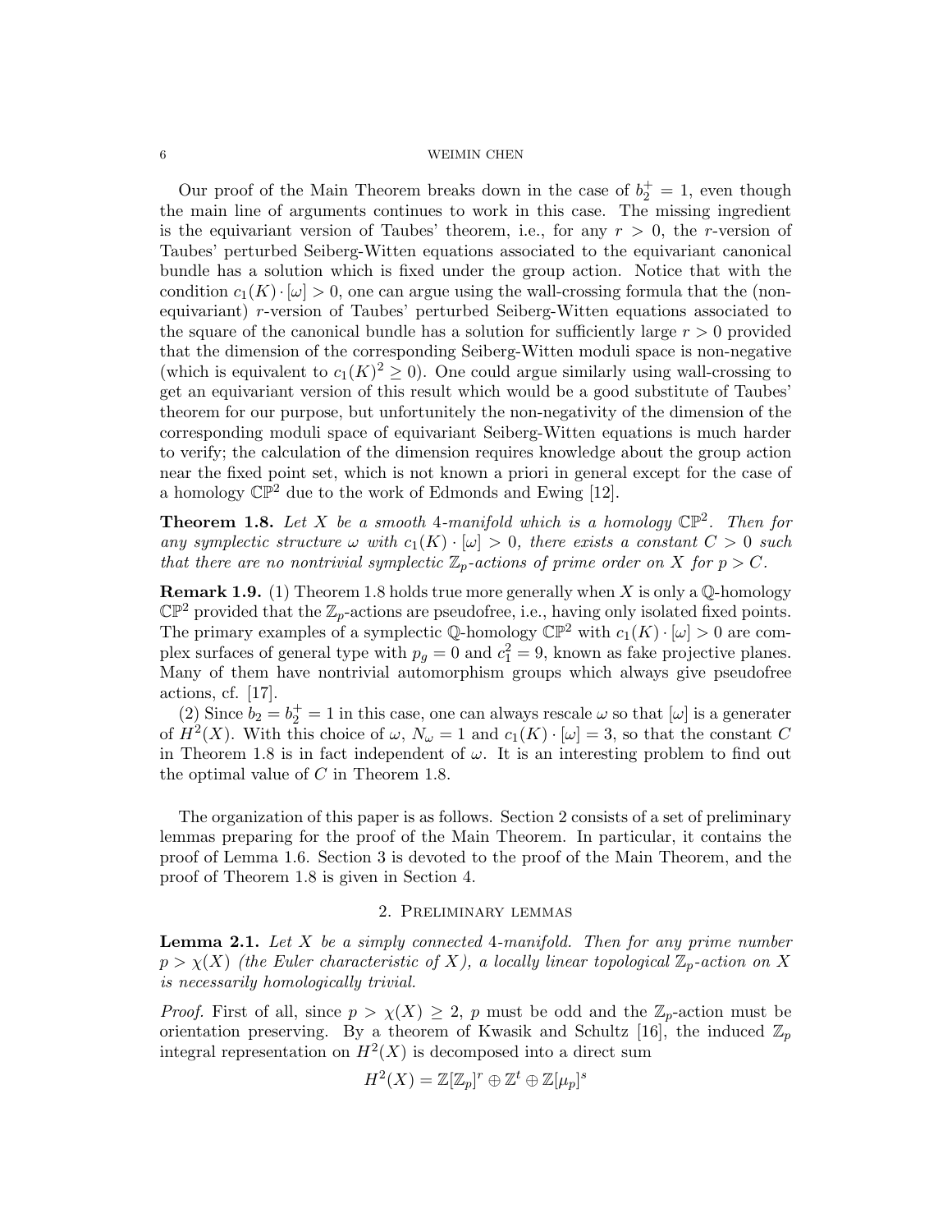Our proof of the Main Theorem breaks down in the case of $b_2^+ = 1$, even though the main line of arguments continues to work in this case. The missing ingredient is the equivariant version of Taubes' theorem, i.e., for any $r > 0$, the $r$-version of Taubes' perturbed Seiberg-Witten equations associated to the equivariant canonical bundle has a solution which is fixed under the group action. Notice that with the condition $c_1(K) \cdot [\omega] > 0$, one can argue using the wall-crossing formula that the (non-equivariant) $r$-version of Taubes' perturbed Seiberg-Witten equations associated to the square of the canonical bundle has a solution for sufficiently large $r > 0$ provided that the dimension of the corresponding Seiberg-Witten moduli space is non-negative (which is equivalent to $c_1(K)^2 \geq 0$). One could argue similarly using wall-crossing to get an equivariant version of this result which would be a good substitute of Taubes' theorem for our purpose, but unfortunitely the non-negativity of the dimension of the corresponding moduli space of equivariant Seiberg-Witten equations is much harder to verify; the calculation of the dimension requires knowledge about the group action near the fixed point set, which is not known a priori in general except for the case of a homology $\mathbb{CP}^2$ due to the work of Edmonds and Ewing [12].

**Theorem 1.8.** *Let $X$ be a smooth 4-manifold which is a homology $\mathbb{CP}^2$. Then for any symplectic structure $\omega$ with $c_1(K) \cdot [\omega] > 0$, there exists a constant $C > 0$ such that there are no nontrivial symplectic $\mathbb{Z}_p$-actions of prime order on $X$ for $p > C$.*

**Remark 1.9.** (1) Theorem 1.8 holds true more generally when $X$ is only a $\mathbb{Q}$-homology $\mathbb{CP}^2$ provided that the $\mathbb{Z}_p$-actions are pseudofree, i.e., having only isolated fixed points. The primary examples of a symplectic $\mathbb{Q}$-homology $\mathbb{CP}^2$ with $c_1(K) \cdot [\omega] > 0$ are complex surfaces of general type with $p_g = 0$ and $c_1^2 = 9$, known as fake projective planes. Many of them have nontrivial automorphism groups which always give pseudofree actions, cf. [17].

(2) Since $b_2 = b_2^+ = 1$ in this case, one can always rescale $\omega$ so that $[\omega]$ is a generater of $H^2(X)$. With this choice of $\omega$, $N_\omega = 1$ and $c_1(K) \cdot [\omega] = 3$, so that the constant $C$ in Theorem 1.8 is in fact independent of $\omega$. It is an interesting problem to find out the optimal value of $C$ in Theorem 1.8.

The organization of this paper is as follows. Section 2 consists of a set of preliminary lemmas preparing for the proof of the Main Theorem. In particular, it contains the proof of Lemma 1.6. Section 3 is devoted to the proof of the Main Theorem, and the proof of Theorem 1.8 is given in Section 4.

## 2. Preliminary lemmas

**Lemma 2.1.** *Let $X$ be a simply connected 4-manifold. Then for any prime number $p > \chi(X)$ (the Euler characteristic of $X$), a locally linear topological $\mathbb{Z}_p$-action on $X$ is necessarily homologically trivial.*

*Proof.* First of all, since $p > \chi(X) \geq 2$, $p$ must be odd and the $\mathbb{Z}_p$-action must be orientation preserving. By a theorem of Kwasik and Schultz [16], the induced $\mathbb{Z}_p$ integral representation on $H^2(X)$ is decomposed into a direct sum

$$H^2(X) = \mathbb{Z}[\mathbb{Z}_p]^r \oplus \mathbb{Z}^t \oplus \mathbb{Z}[\mu_p]^s$$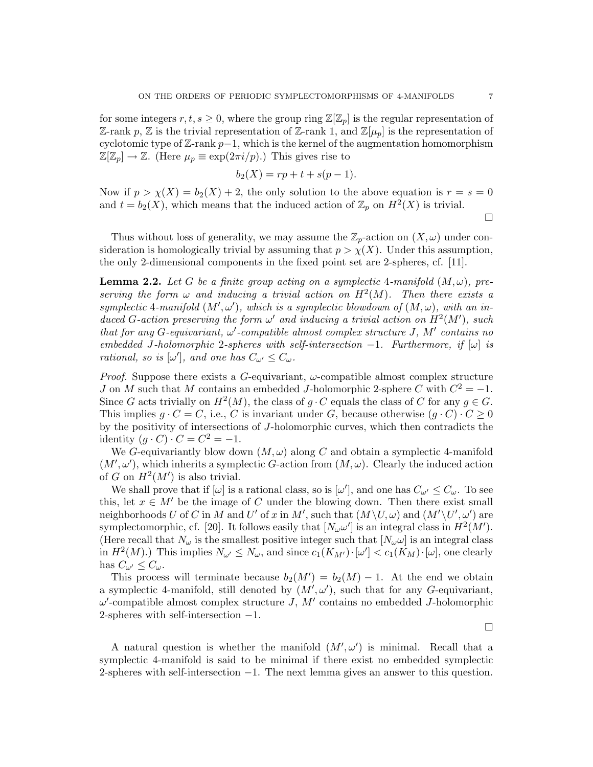for some integers $r, t, s \geq 0$, where the group ring $\mathbb{Z}[\mathbb{Z}_p]$ is the regular representation of $\mathbb{Z}$-rank $p$, $\mathbb{Z}$ is the trivial representation of $\mathbb{Z}$-rank 1, and $\mathbb{Z}[\mu_p]$ is the representation of cyclotomic type of $\mathbb{Z}$-rank $p-1$, which is the kernel of the augmentation homomorphism $\mathbb{Z}[\mathbb{Z}_p] \to \mathbb{Z}$. (Here $\mu_p \equiv \exp(2\pi i/p)$.) This gives rise to

$$b_2(X) = rp + t + s(p-1).$$

Now if $p > \chi(X) = b_2(X) + 2$, the only solution to the above equation is $r = s = 0$ and $t = b_2(X)$, which means that the induced action of $\mathbb{Z}_p$ on $H^2(X)$ is trivial.

∎

Thus without loss of generality, we may assume the $\mathbb{Z}_p$-action on $(X, \omega)$ under consideration is homologically trivial by assuming that $p > \chi(X)$. Under this assumption, the only 2-dimensional components in the fixed point set are 2-spheres, cf. [11].

**Lemma 2.2.** *Let $G$ be a finite group acting on a symplectic 4-manifold $(M, \omega)$, preserving the form $\omega$ and inducing a trivial action on $H^2(M)$. Then there exists a symplectic 4-manifold $(M', \omega')$, which is a symplectic blowdown of $(M, \omega)$, with an induced $G$-action preserving the form $\omega'$ and inducing a trivial action on $H^2(M')$, such that for any $G$-equivariant, $\omega'$-compatible almost complex structure $J$, $M'$ contains no embedded $J$-holomorphic 2-spheres with self-intersection $-1$. Furthermore, if $[\omega]$ is rational, so is $[\omega']$, and one has $C_{\omega'} \leq C_\omega$.*

*Proof.* Suppose there exists a $G$-equivariant, $\omega$-compatible almost complex structure $J$ on $M$ such that $M$ contains an embedded $J$-holomorphic 2-sphere $C$ with $C^2 = -1$. Since $G$ acts trivially on $H^2(M)$, the class of $g \cdot C$ equals the class of $C$ for any $g \in G$. This implies $g \cdot C = C$, i.e., $C$ is invariant under $G$, because otherwise $(g \cdot C) \cdot C \geq 0$ by the positivity of intersections of $J$-holomorphic curves, which then contradicts the identity $(g \cdot C) \cdot C = C^2 = -1$.

We $G$-equivariantly blow down $(M, \omega)$ along $C$ and obtain a symplectic 4-manifold $(M', \omega')$, which inherits a symplectic $G$-action from $(M, \omega)$. Clearly the induced action of $G$ on $H^2(M')$ is also trivial.

We shall prove that if $[\omega]$ is a rational class, so is $[\omega']$, and one has $C_{\omega'} \leq C_\omega$. To see this, let $x \in M'$ be the image of $C$ under the blowing down. Then there exist small neighborhoods $U$ of $C$ in $M$ and $U'$ of $x$ in $M'$, such that $(M \setminus U, \omega)$ and $(M' \setminus U', \omega')$ are symplectomorphic, cf. [20]. It follows easily that $[N_\omega \omega']$ is an integral class in $H^2(M')$. (Here recall that $N_\omega$ is the smallest positive integer such that $[N_\omega \omega]$ is an integral class in $H^2(M)$.) This implies $N_{\omega'} \leq N_\omega$, and since $c_1(K_{M'}) \cdot [\omega'] < c_1(K_M) \cdot [\omega]$, one clearly has $C_{\omega'} \leq C_\omega$.

This process will terminate because $b_2(M') = b_2(M) - 1$. At the end we obtain a symplectic 4-manifold, still denoted by $(M', \omega')$, such that for any $G$-equivariant, $\omega'$-compatible almost complex structure $J$, $M'$ contains no embedded $J$-holomorphic 2-spheres with self-intersection $-1$.

∎

A natural question is whether the manifold $(M', \omega')$ is minimal. Recall that a symplectic 4-manifold is said to be minimal if there exist no embedded symplectic 2-spheres with self-intersection $-1$. The next lemma gives an answer to this question.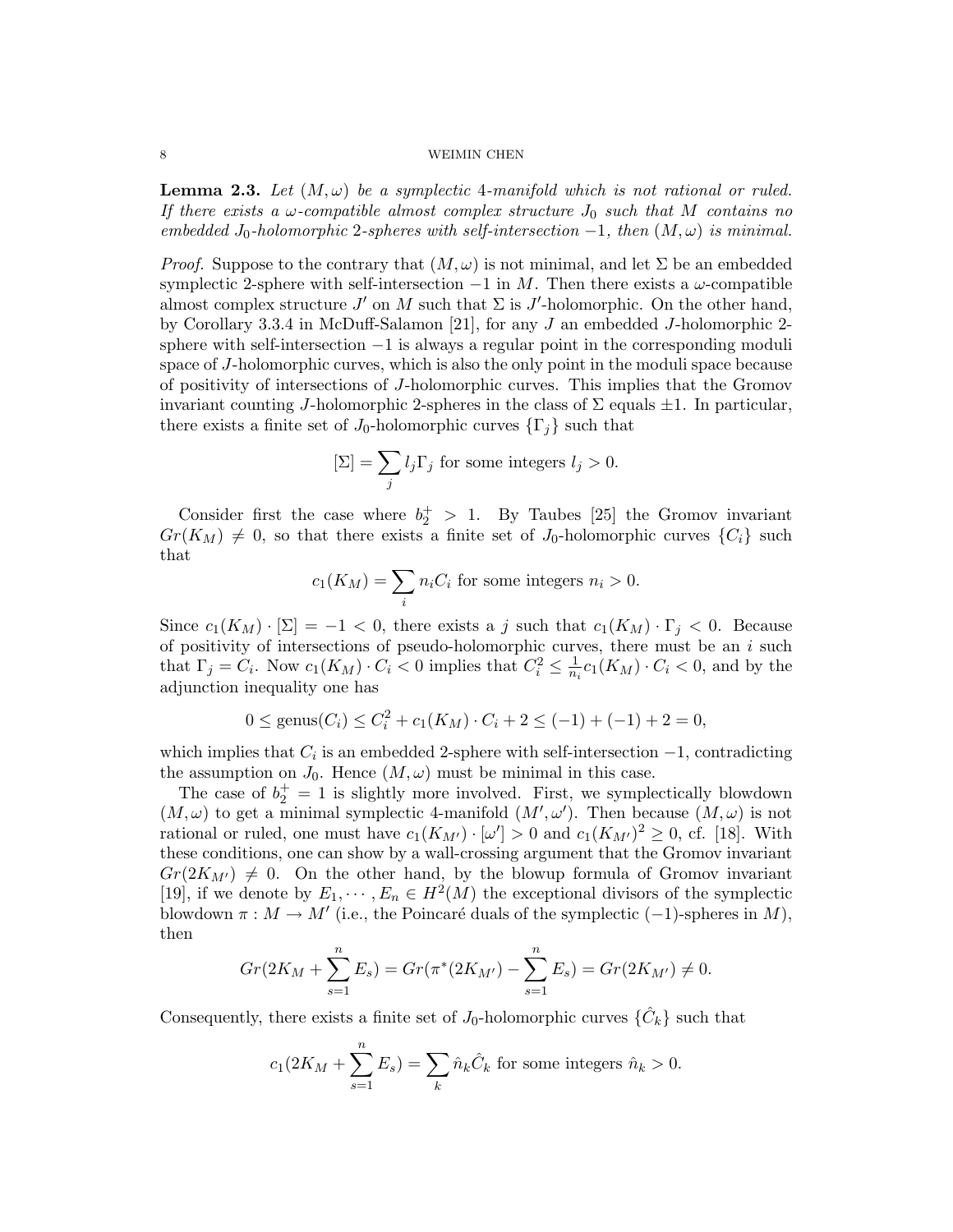**Lemma 2.3.** *Let $(M, \omega)$ be a symplectic 4-manifold which is not rational or ruled. If there exists a $\omega$-compatible almost complex structure $J_0$ such that $M$ contains no embedded $J_0$-holomorphic 2-spheres with self-intersection $-1$, then $(M, \omega)$ is minimal.*

*Proof.* Suppose to the contrary that $(M, \omega)$ is not minimal, and let $\Sigma$ be an embedded symplectic 2-sphere with self-intersection $-1$ in $M$. Then there exists a $\omega$-compatible almost complex structure $J'$ on $M$ such that $\Sigma$ is $J'$-holomorphic. On the other hand, by Corollary 3.3.4 in McDuff-Salamon [21], for any $J$ an embedded $J$-holomorphic 2-sphere with self-intersection $-1$ is always a regular point in the corresponding moduli space of $J$-holomorphic curves, which is also the only point in the moduli space because of positivity of intersections of $J$-holomorphic curves. This implies that the Gromov invariant counting $J$-holomorphic 2-spheres in the class of $\Sigma$ equals $\pm 1$. In particular, there exists a finite set of $J_0$-holomorphic curves $\{\Gamma_j\}$ such that

$$[\Sigma] = \sum_j l_j \Gamma_j \text{ for some integers } l_j > 0.$$

Consider first the case where $b_2^+ > 1$. By Taubes [25] the Gromov invariant $Gr(K_M) \neq 0$, so that there exists a finite set of $J_0$-holomorphic curves $\{C_i\}$ such that

$$c_1(K_M) = \sum_i n_i C_i \text{ for some integers } n_i > 0.$$

Since $c_1(K_M) \cdot [\Sigma] = -1 < 0$, there exists a $j$ such that $c_1(K_M) \cdot \Gamma_j < 0$. Because of positivity of intersections of pseudo-holomorphic curves, there must be an $i$ such that $\Gamma_j = C_i$. Now $c_1(K_M) \cdot C_i < 0$ implies that $C_i^2 \leq \frac{1}{n_i} c_1(K_M) \cdot C_i < 0$, and by the adjunction inequality one has

$$0 \leq \text{genus}(C_i) \leq C_i^2 + c_1(K_M) \cdot C_i + 2 \leq (-1) + (-1) + 2 = 0,$$

which implies that $C_i$ is an embedded 2-sphere with self-intersection $-1$, contradicting the assumption on $J_0$. Hence $(M, \omega)$ must be minimal in this case.

The case of $b_2^+ = 1$ is slightly more involved. First, we symplectically blowdown $(M, \omega)$ to get a minimal symplectic 4-manifold $(M', \omega')$. Then because $(M, \omega)$ is not rational or ruled, one must have $c_1(K_{M'}) \cdot [\omega'] > 0$ and $c_1(K_{M'})^2 \geq 0$, cf. [18]. With these conditions, one can show by a wall-crossing argument that the Gromov invariant $Gr(2K_{M'}) \neq 0$. On the other hand, by the blowup formula of Gromov invariant [19], if we denote by $E_1, \cdots, E_n \in H^2(M)$ the exceptional divisors of the symplectic blowdown $\pi : M \rightarrow M'$ (i.e., the Poincaré duals of the symplectic $(-1)$-spheres in $M$), then

$$Gr(2K_M + \sum_{s=1}^n E_s) = Gr(\pi^*(2K_{M'}) - \sum_{s=1}^n E_s) = Gr(2K_{M'}) \neq 0.$$

Consequently, there exists a finite set of $J_0$-holomorphic curves $\{\hat{C}_k\}$ such that

$$c_1(2K_M + \sum_{s=1}^n E_s) = \sum_k \hat{n}_k \hat{C}_k \text{ for some integers } \hat{n}_k > 0.$$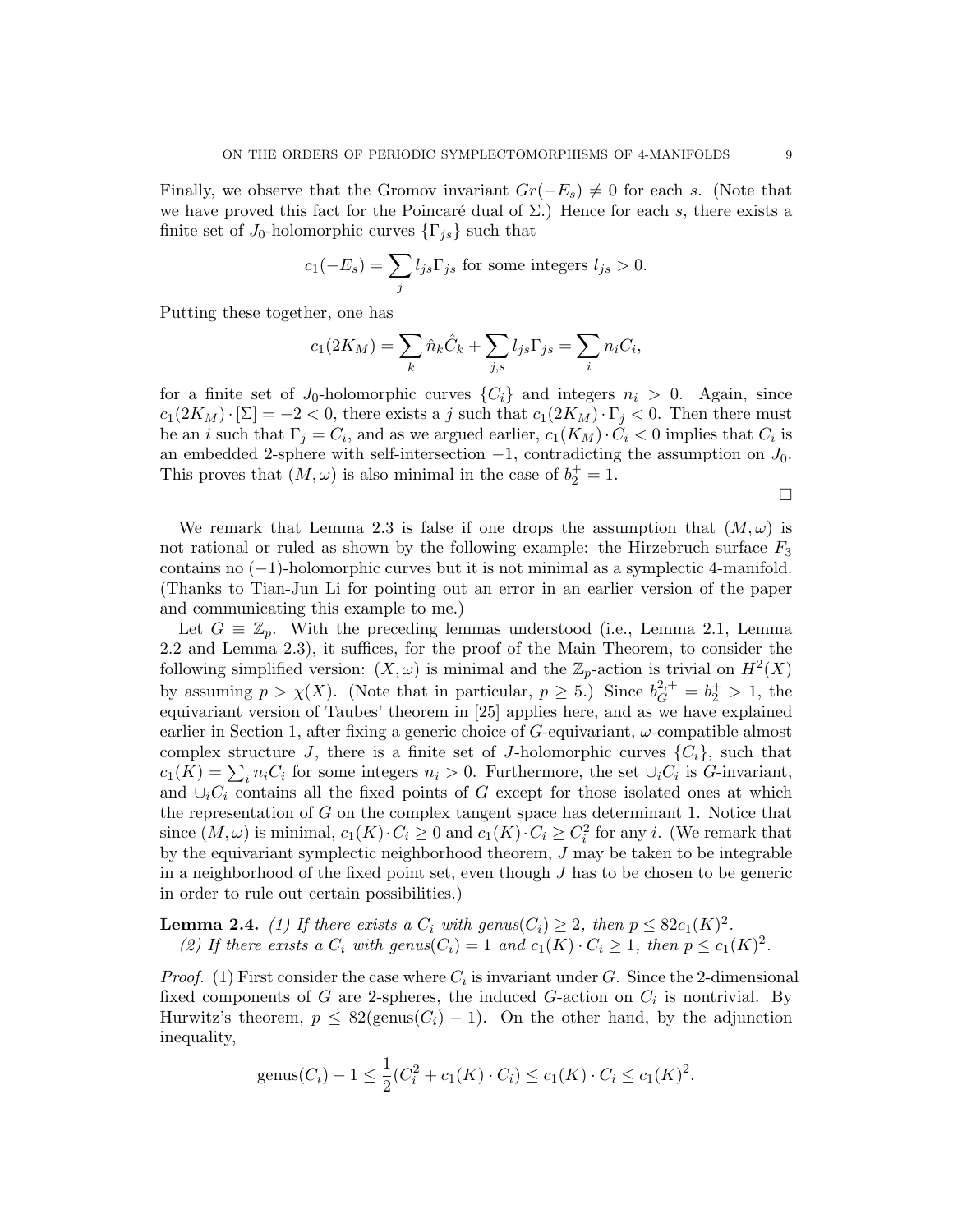Finally, we observe that the Gromov invariant $Gr(-E_s) \neq 0$ for each $s$. (Note that we have proved this fact for the Poincaré dual of $\Sigma$.) Hence for each $s$, there exists a finite set of $J_0$-holomorphic curves $\{\Gamma_{js}\}$ such that

$$c_1(-E_s) = \sum_j l_{js}\Gamma_{js} \text{ for some integers } l_{js} > 0.$$

Putting these together, one has

$$c_1(2K_M) = \sum_k \hat{n}_k \hat{C}_k + \sum_{j,s} l_{js}\Gamma_{js} = \sum_i n_i C_i,$$

for a finite set of $J_0$-holomorphic curves $\{C_i\}$ and integers $n_i > 0$. Again, since $c_1(2K_M)\cdot[\Sigma] = -2 < 0$, there exists a $j$ such that $c_1(2K_M)\cdot\Gamma_j < 0$. Then there must be an $i$ such that $\Gamma_j = C_i$, and as we argued earlier, $c_1(K_M)\cdot C_i < 0$ implies that $C_i$ is an embedded 2-sphere with self-intersection $-1$, contradicting the assumption on $J_0$. This proves that $(M,\omega)$ is also minimal in the case of $b_2^+ = 1$.

∎

We remark that Lemma 2.3 is false if one drops the assumption that $(M,\omega)$ is not rational or ruled as shown by the following example: the Hirzebruch surface $F_3$ contains no $(-1)$-holomorphic curves but it is not minimal as a symplectic 4-manifold. (Thanks to Tian-Jun Li for pointing out an error in an earlier version of the paper and communicating this example to me.)

Let $G \equiv \mathbb{Z}_p$. With the preceding lemmas understood (i.e., Lemma 2.1, Lemma 2.2 and Lemma 2.3), it suffices, for the proof of the Main Theorem, to consider the following simplified version: $(X,\omega)$ is minimal and the $\mathbb{Z}_p$-action is trivial on $H^2(X)$ by assuming $p > \chi(X)$. (Note that in particular, $p \geq 5$.) Since $b_G^{2,+} = b_2^+ > 1$, the equivariant version of Taubes' theorem in [25] applies here, and as we have explained earlier in Section 1, after fixing a generic choice of $G$-equivariant, $\omega$-compatible almost complex structure $J$, there is a finite set of $J$-holomorphic curves $\{C_i\}$, such that $c_1(K) = \sum_i n_i C_i$ for some integers $n_i > 0$. Furthermore, the set $\cup_i C_i$ is $G$-invariant, and $\cup_i C_i$ contains all the fixed points of $G$ except for those isolated ones at which the representation of $G$ on the complex tangent space has determinant 1. Notice that since $(M,\omega)$ is minimal, $c_1(K)\cdot C_i \geq 0$ and $c_1(K)\cdot C_i \geq C_i^2$ for any $i$. (We remark that by the equivariant symplectic neighborhood theorem, $J$ may be taken to be integrable in a neighborhood of the fixed point set, even though $J$ has to be chosen to be generic in order to rule out certain possibilities.)

**Lemma 2.4.** *(1) If there exists a $C_i$ with genus$(C_i) \geq 2$, then $p \leq 82c_1(K)^2$.*
*(2) If there exists a $C_i$ with genus$(C_i) = 1$ and $c_1(K)\cdot C_i \geq 1$, then $p \leq c_1(K)^2$.*

*Proof.* (1) First consider the case where $C_i$ is invariant under $G$. Since the 2-dimensional fixed components of $G$ are 2-spheres, the induced $G$-action on $C_i$ is nontrivial. By Hurwitz's theorem, $p \leq 82(\text{genus}(C_i) - 1)$. On the other hand, by the adjunction inequality,

$$\text{genus}(C_i) - 1 \leq \frac{1}{2}(C_i^2 + c_1(K)\cdot C_i) \leq c_1(K)\cdot C_i \leq c_1(K)^2.$$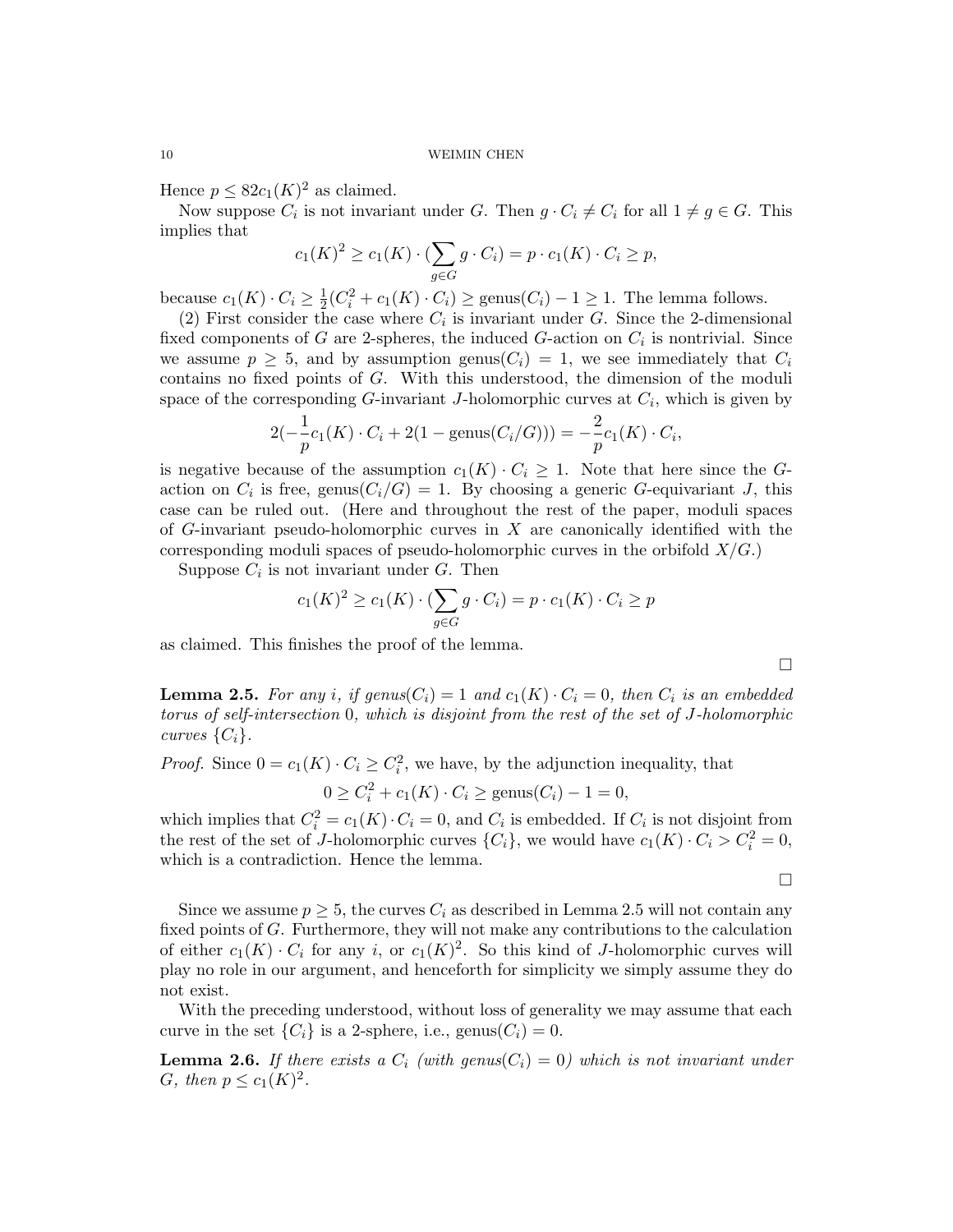Hence $p \leq 82 c_1(K)^2$ as claimed.

Now suppose $C_i$ is not invariant under $G$. Then $g \cdot C_i \neq C_i$ for all $1 \neq g \in G$. This implies that

$$c_1(K)^2 \geq c_1(K) \cdot (\sum_{g \in G} g \cdot C_i) = p \cdot c_1(K) \cdot C_i \geq p,$$

because $c_1(K) \cdot C_i \geq \frac{1}{2}(C_i^2 + c_1(K) \cdot C_i) \geq \text{genus}(C_i) - 1 \geq 1$. The lemma follows.

(2) First consider the case where $C_i$ is invariant under $G$. Since the 2-dimensional fixed components of $G$ are 2-spheres, the induced $G$-action on $C_i$ is nontrivial. Since we assume $p \geq 5$, and by assumption $\text{genus}(C_i) = 1$, we see immediately that $C_i$ contains no fixed points of $G$. With this understood, the dimension of the moduli space of the corresponding $G$-invariant $J$-holomorphic curves at $C_i$, which is given by

$$2(-\frac{1}{p} c_1(K) \cdot C_i + 2(1 - \text{genus}(C_i/G))) = -\frac{2}{p} c_1(K) \cdot C_i,$$

is negative because of the assumption $c_1(K) \cdot C_i \geq 1$. Note that here since the $G$-action on $C_i$ is free, $\text{genus}(C_i/G) = 1$. By choosing a generic $G$-equivariant $J$, this case can be ruled out. (Here and throughout the rest of the paper, moduli spaces of $G$-invariant pseudo-holomorphic curves in $X$ are canonically identified with the corresponding moduli spaces of pseudo-holomorphic curves in the orbifold $X/G$.)

Suppose $C_i$ is not invariant under $G$. Then

$$c_1(K)^2 \geq c_1(K) \cdot (\sum_{g \in G} g \cdot C_i) = p \cdot c_1(K) \cdot C_i \geq p$$

as claimed. This finishes the proof of the lemma.

□

**Lemma 2.5.** *For any $i$, if $\text{genus}(C_i) = 1$ and $c_1(K) \cdot C_i = 0$, then $C_i$ is an embedded torus of self-intersection $0$, which is disjoint from the rest of the set of $J$-holomorphic curves $\{C_i\}$.*

*Proof.* Since $0 = c_1(K) \cdot C_i \geq C_i^2$, we have, by the adjunction inequality, that

$$0 \geq C_i^2 + c_1(K) \cdot C_i \geq \text{genus}(C_i) - 1 = 0,$$

which implies that $C_i^2 = c_1(K) \cdot C_i = 0$, and $C_i$ is embedded. If $C_i$ is not disjoint from the rest of the set of $J$-holomorphic curves $\{C_i\}$, we would have $c_1(K) \cdot C_i > C_i^2 = 0$, which is a contradiction. Hence the lemma.

□

Since we assume $p \geq 5$, the curves $C_i$ as described in Lemma 2.5 will not contain any fixed points of $G$. Furthermore, they will not make any contributions to the calculation of either $c_1(K) \cdot C_i$ for any $i$, or $c_1(K)^2$. So this kind of $J$-holomorphic curves will play no role in our argument, and henceforth for simplicity we simply assume they do not exist.

With the preceding understood, without loss of generality we may assume that each curve in the set $\{C_i\}$ is a 2-sphere, i.e., $\text{genus}(C_i) = 0$.

**Lemma 2.6.** *If there exists a $C_i$ (with $\text{genus}(C_i) = 0$) which is not invariant under $G$, then $p \leq c_1(K)^2$.*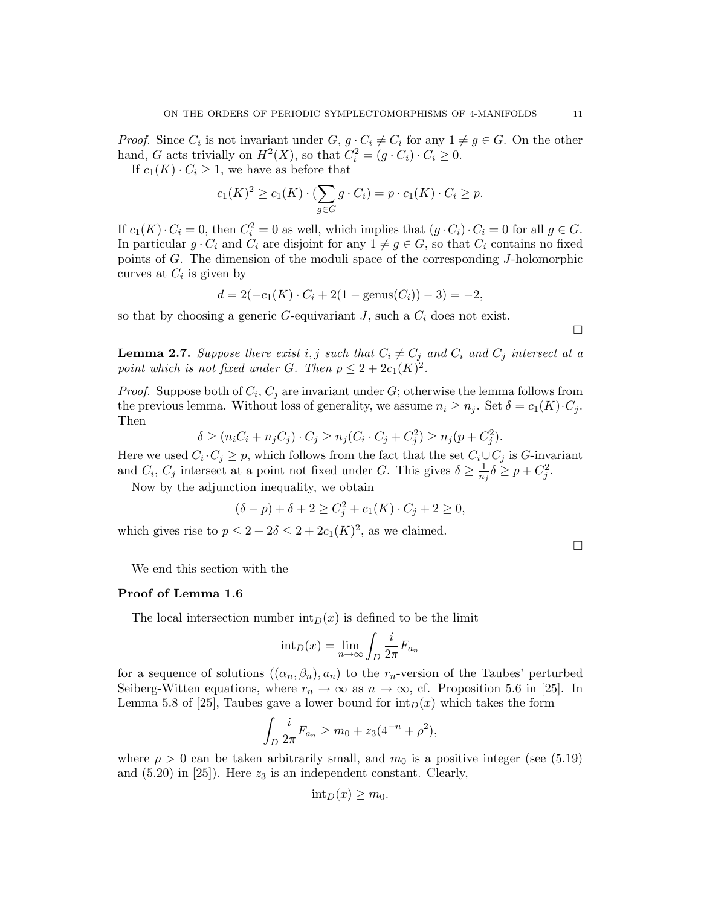*Proof.* Since $C_i$ is not invariant under $G$, $g \cdot C_i \neq C_i$ for any $1 \neq g \in G$. On the other hand, $G$ acts trivially on $H^2(X)$, so that $C_i^2 = (g \cdot C_i) \cdot C_i \geq 0$.

If $c_1(K) \cdot C_i \geq 1$, we have as before that

$$c_1(K)^2 \geq c_1(K) \cdot (\sum_{g \in G} g \cdot C_i) = p \cdot c_1(K) \cdot C_i \geq p.$$

If $c_1(K) \cdot C_i = 0$, then $C_i^2 = 0$ as well, which implies that $(g \cdot C_i) \cdot C_i = 0$ for all $g \in G$. In particular $g \cdot C_i$ and $C_i$ are disjoint for any $1 \neq g \in G$, so that $C_i$ contains no fixed points of $G$. The dimension of the moduli space of the corresponding $J$-holomorphic curves at $C_i$ is given by

$$d = 2(-c_1(K) \cdot C_i + 2(1 - \text{genus}(C_i)) - 3) = -2,$$

so that by choosing a generic $G$-equivariant $J$, such a $C_i$ does not exist.

∎

**Lemma 2.7.** *Suppose there exist $i, j$ such that $C_i \neq C_j$ and $C_i$ and $C_j$ intersect at a point which is not fixed under $G$. Then $p \leq 2 + 2c_1(K)^2$.*

*Proof.* Suppose both of $C_i$, $C_j$ are invariant under $G$; otherwise the lemma follows from the previous lemma. Without loss of generality, we assume $n_i \geq n_j$. Set $\delta = c_1(K) \cdot C_j$. Then

$$\delta \geq (n_i C_i + n_j C_j) \cdot C_j \geq n_j (C_i \cdot C_j + C_j^2) \geq n_j (p + C_j^2).$$

Here we used $C_i \cdot C_j \geq p$, which follows from the fact that the set $C_i \cup C_j$ is $G$-invariant and $C_i$, $C_j$ intersect at a point not fixed under $G$. This gives $\delta \geq \frac{1}{n_j}\delta \geq p + C_j^2$.

Now by the adjunction inequality, we obtain

$$(\delta - p) + \delta + 2 \geq C_j^2 + c_1(K) \cdot C_j + 2 \geq 0,$$

which gives rise to $p \leq 2 + 2\delta \leq 2 + 2c_1(K)^2$, as we claimed.

∎

We end this section with the

**Proof of Lemma 1.6**

The local intersection number $\text{int}_D(x)$ is defined to be the limit

$$\text{int}_D(x) = \lim_{n \to \infty} \int_D \frac{i}{2\pi} F_{a_n}$$

for a sequence of solutions $((\alpha_n, \beta_n), a_n)$ to the $r_n$-version of the Taubes' perturbed Seiberg-Witten equations, where $r_n \to \infty$ as $n \to \infty$, cf. Proposition 5.6 in [25]. In Lemma 5.8 of [25], Taubes gave a lower bound for $\text{int}_D(x)$ which takes the form

$$\int_D \frac{i}{2\pi} F_{a_n} \geq m_0 + z_3(4^{-n} + \rho^2),$$

where $\rho > 0$ can be taken arbitrarily small, and $m_0$ is a positive integer (see (5.19) and (5.20) in [25]). Here $z_3$ is an independent constant. Clearly,

$$\text{int}_D(x) \geq m_0.$$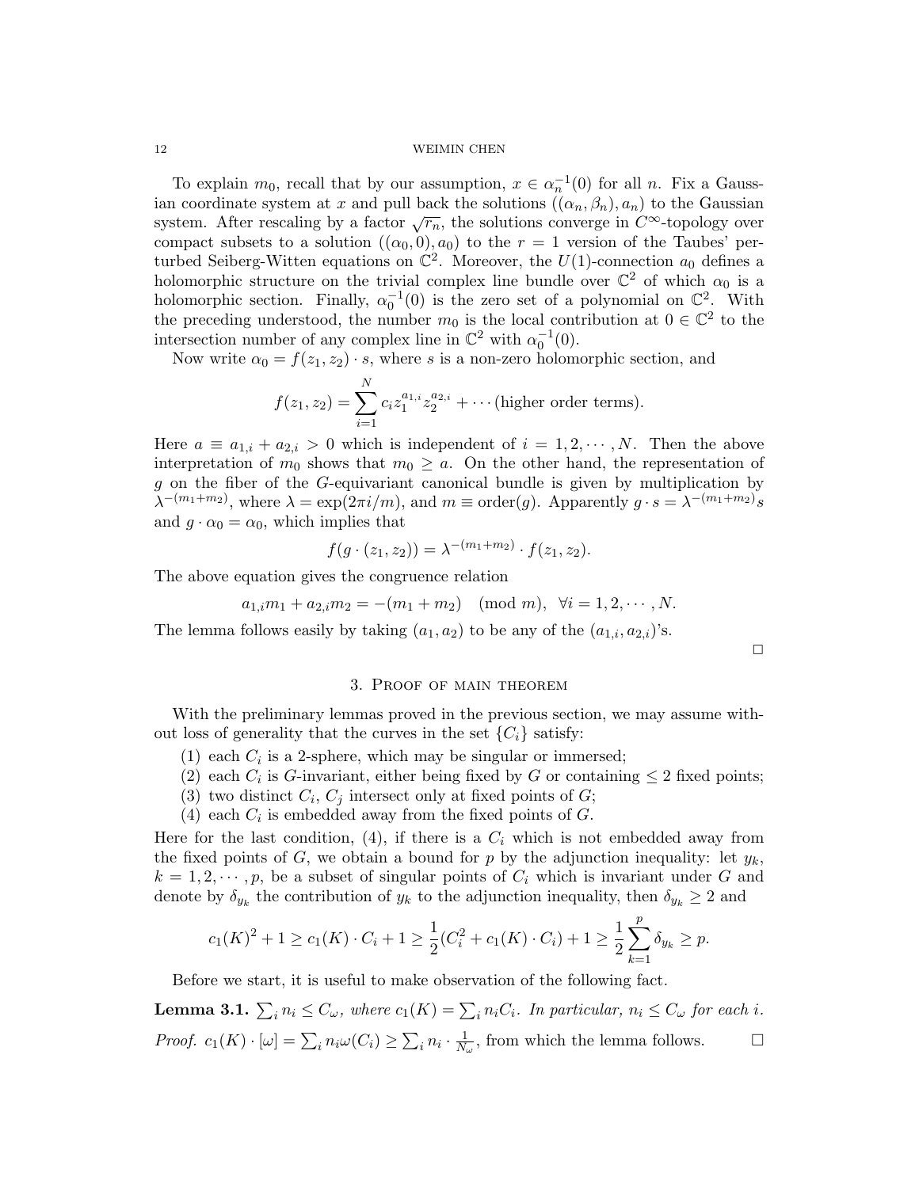To explain $m_0$, recall that by our assumption, $x \in \alpha_n^{-1}(0)$ for all $n$. Fix a Gaussian coordinate system at $x$ and pull back the solutions $((\alpha_n, \beta_n), a_n)$ to the Gaussian system. After rescaling by a factor $\sqrt{r_n}$, the solutions converge in $C^\infty$-topology over compact subsets to a solution $((\alpha_0, 0), a_0)$ to the $r = 1$ version of the Taubes' perturbed Seiberg-Witten equations on $\mathbb{C}^2$. Moreover, the $U(1)$-connection $a_0$ defines a holomorphic structure on the trivial complex line bundle over $\mathbb{C}^2$ of which $\alpha_0$ is a holomorphic section. Finally, $\alpha_0^{-1}(0)$ is the zero set of a polynomial on $\mathbb{C}^2$. With the preceding understood, the number $m_0$ is the local contribution at $0 \in \mathbb{C}^2$ to the intersection number of any complex line in $\mathbb{C}^2$ with $\alpha_0^{-1}(0)$.

Now write $\alpha_0 = f(z_1, z_2) \cdot s$, where $s$ is a non-zero holomorphic section, and

$$f(z_1, z_2) = \sum_{i=1}^{N} c_i z_1^{a_{1,i}} z_2^{a_{2,i}} + \cdots \text{(higher order terms)}.$$

Here $a \equiv a_{1,i} + a_{2,i} > 0$ which is independent of $i = 1, 2, \cdots, N$. Then the above interpretation of $m_0$ shows that $m_0 \geq a$. On the other hand, the representation of $g$ on the fiber of the $G$-equivariant canonical bundle is given by multiplication by $\lambda^{-(m_1+m_2)}$, where $\lambda = \exp(2\pi i/m)$, and $m \equiv \text{order}(g)$. Apparently $g \cdot s = \lambda^{-(m_1+m_2)} s$ and $g \cdot \alpha_0 = \alpha_0$, which implies that

$$f(g \cdot (z_1, z_2)) = \lambda^{-(m_1+m_2)} \cdot f(z_1, z_2).$$

The above equation gives the congruence relation

$$a_{1,i} m_1 + a_{2,i} m_2 = -(m_1 + m_2) \pmod{m}, \;\; \forall i = 1, 2, \cdots, N.$$

The lemma follows easily by taking $(a_1, a_2)$ to be any of the $(a_{1,i}, a_{2,i})$'s.

□

## 3. Proof of main theorem

With the preliminary lemmas proved in the previous section, we may assume without loss of generality that the curves in the set $\{C_i\}$ satisfy:

1. each $C_i$ is a 2-sphere, which may be singular or immersed;
2. each $C_i$ is $G$-invariant, either being fixed by $G$ or containing $\leq 2$ fixed points;
3. two distinct $C_i$, $C_j$ intersect only at fixed points of $G$;
4. each $C_i$ is embedded away from the fixed points of $G$.

Here for the last condition, (4), if there is a $C_i$ which is not embedded away from the fixed points of $G$, we obtain a bound for $p$ by the adjunction inequality: let $y_k$, $k = 1, 2, \cdots, p$, be a subset of singular points of $C_i$ which is invariant under $G$ and denote by $\delta_{y_k}$ the contribution of $y_k$ to the adjunction inequality, then $\delta_{y_k} \geq 2$ and

$$c_1(K)^2 + 1 \geq c_1(K) \cdot C_i + 1 \geq \frac{1}{2}(C_i^2 + c_1(K) \cdot C_i) + 1 \geq \frac{1}{2} \sum_{k=1}^{p} \delta_{y_k} \geq p.$$

Before we start, it is useful to make observation of the following fact.

**Lemma 3.1.** *$\sum_i n_i \leq C_\omega$, where $c_1(K) = \sum_i n_i C_i$. In particular, $n_i \leq C_\omega$ for each $i$.*

*Proof.* $c_1(K) \cdot [\omega] = \sum_i n_i \omega(C_i) \geq \sum_i n_i \cdot \frac{1}{N_\omega}$, from which the lemma follows. □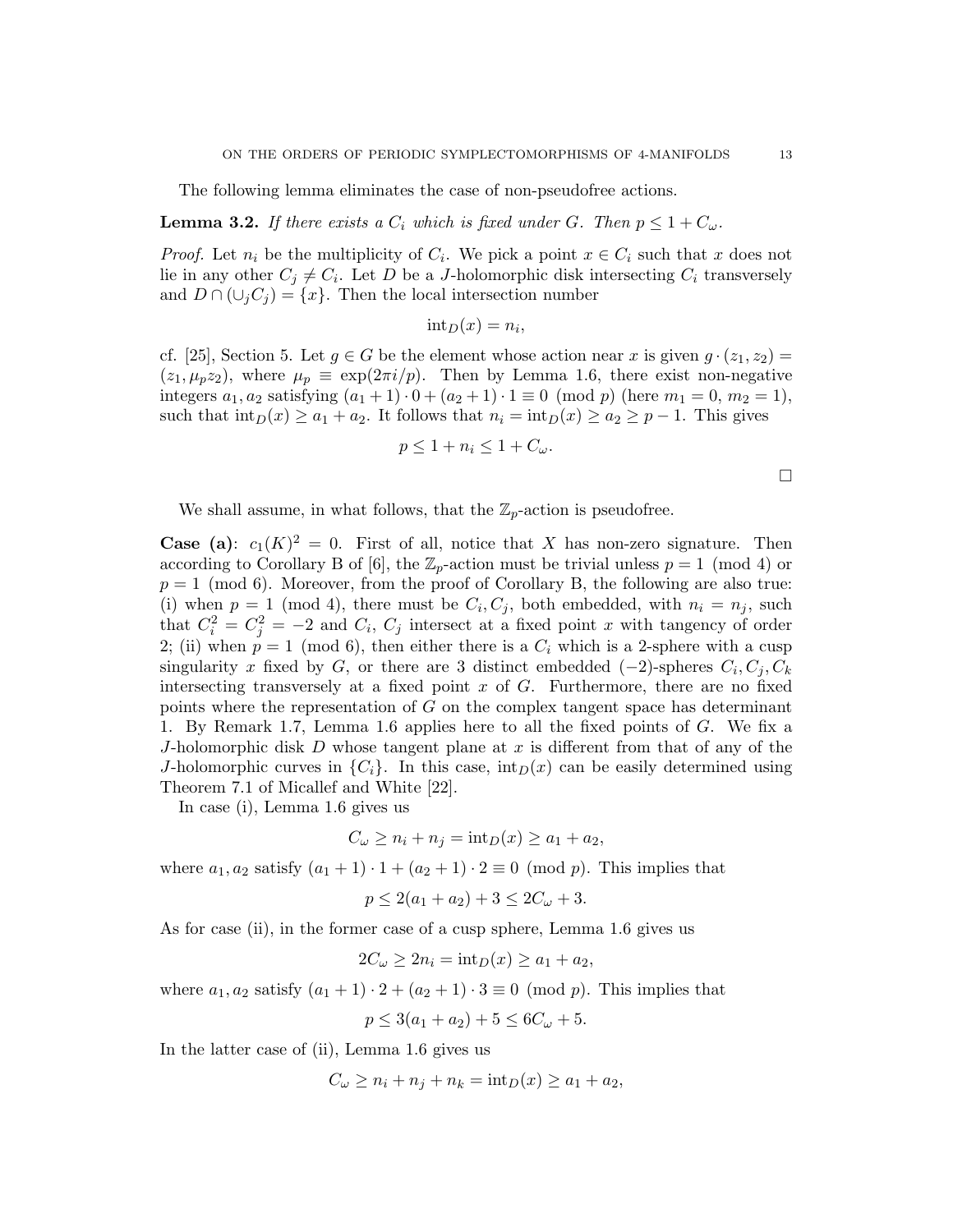The following lemma eliminates the case of non-pseudofree actions.

**Lemma 3.2.** *If there exists a $C_i$ which is fixed under $G$. Then $p \leq 1 + C_\omega$.*

*Proof.* Let $n_i$ be the multiplicity of $C_i$. We pick a point $x \in C_i$ such that $x$ does not lie in any other $C_j \neq C_i$. Let $D$ be a $J$-holomorphic disk intersecting $C_i$ transversely and $D \cap (\cup_j C_j) = \{x\}$. Then the local intersection number

$$\text{int}_D(x) = n_i,$$

cf. [25], Section 5. Let $g \in G$ be the element whose action near $x$ is given $g \cdot (z_1, z_2) = (z_1, \mu_p z_2)$, where $\mu_p \equiv \exp(2\pi i/p)$. Then by Lemma 1.6, there exist non-negative integers $a_1, a_2$ satisfying $(a_1 + 1) \cdot 0 + (a_2 + 1) \cdot 1 \equiv 0 \pmod{p}$ (here $m_1 = 0$, $m_2 = 1$), such that $\text{int}_D(x) \geq a_1 + a_2$. It follows that $n_i = \text{int}_D(x) \geq a_2 \geq p - 1$. This gives

$$p \leq 1 + n_i \leq 1 + C_\omega.$$

$\square$

We shall assume, in what follows, that the $\mathbb{Z}_p$-action is pseudofree.

**Case (a)**: $c_1(K)^2 = 0$. First of all, notice that $X$ has non-zero signature. Then according to Corollary B of [6], the $\mathbb{Z}_p$-action must be trivial unless $p = 1 \pmod{4}$ or $p = 1 \pmod{6}$. Moreover, from the proof of Corollary B, the following are also true: (i) when $p = 1 \pmod{4}$, there must be $C_i, C_j$, both embedded, with $n_i = n_j$, such that $C_i^2 = C_j^2 = -2$ and $C_i$, $C_j$ intersect at a fixed point $x$ with tangency of order 2; (ii) when $p = 1 \pmod{6}$, then either there is a $C_i$ which is a 2-sphere with a cusp singularity $x$ fixed by $G$, or there are 3 distinct embedded $(-2)$-spheres $C_i, C_j, C_k$ intersecting transversely at a fixed point $x$ of $G$. Furthermore, there are no fixed points where the representation of $G$ on the complex tangent space has determinant 1. By Remark 1.7, Lemma 1.6 applies here to all the fixed points of $G$. We fix a $J$-holomorphic disk $D$ whose tangent plane at $x$ is different from that of any of the $J$-holomorphic curves in $\{C_i\}$. In this case, $\text{int}_D(x)$ can be easily determined using Theorem 7.1 of Micallef and White [22].

In case (i), Lemma 1.6 gives us

$$C_\omega \geq n_i + n_j = \text{int}_D(x) \geq a_1 + a_2,$$

where $a_1, a_2$ satisfy $(a_1 + 1) \cdot 1 + (a_2 + 1) \cdot 2 \equiv 0 \pmod{p}$. This implies that

$$p \leq 2(a_1 + a_2) + 3 \leq 2C_\omega + 3.$$

As for case (ii), in the former case of a cusp sphere, Lemma 1.6 gives us

$$2C_\omega \geq 2n_i = \text{int}_D(x) \geq a_1 + a_2,$$

where $a_1, a_2$ satisfy $(a_1 + 1) \cdot 2 + (a_2 + 1) \cdot 3 \equiv 0 \pmod{p}$. This implies that

$$p \leq 3(a_1 + a_2) + 5 \leq 6C_\omega + 5.$$

In the latter case of (ii), Lemma 1.6 gives us

$$C_\omega \geq n_i + n_j + n_k = \text{int}_D(x) \geq a_1 + a_2,$$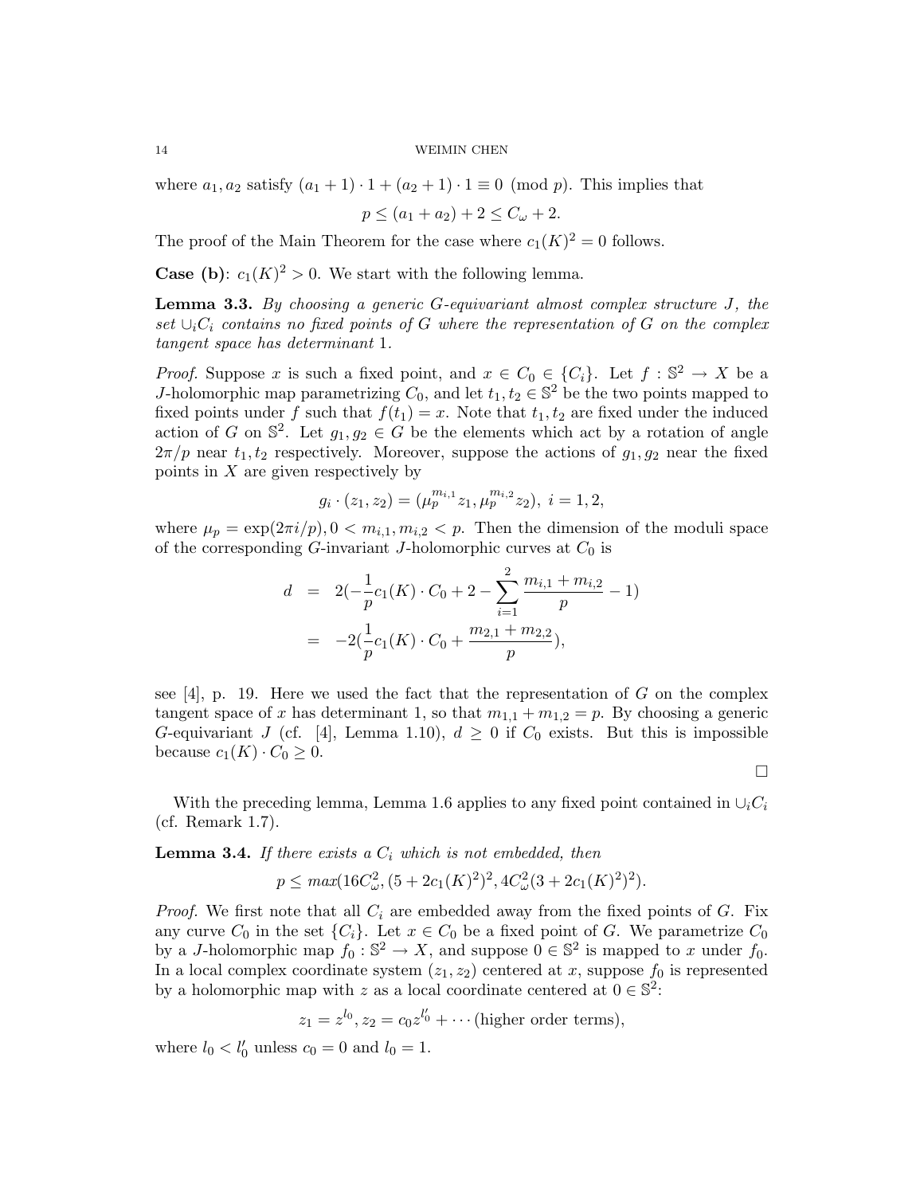where $a_1, a_2$ satisfy $(a_1+1)\cdot 1 + (a_2+1)\cdot 1 \equiv 0 \pmod p$. This implies that

$$p \le (a_1+a_2)+2 \le C_\omega + 2.$$

The proof of the Main Theorem for the case where $c_1(K)^2 = 0$ follows.

**Case (b)**: $c_1(K)^2 > 0$. We start with the following lemma.

**Lemma 3.3.** *By choosing a generic $G$-equivariant almost complex structure $J$, the set $\cup_i C_i$ contains no fixed points of $G$ where the representation of $G$ on the complex tangent space has determinant* 1.

*Proof.* Suppose $x$ is such a fixed point, and $x \in C_0 \in \{C_i\}$. Let $f: \mathbb{S}^2 \to X$ be a $J$-holomorphic map parametrizing $C_0$, and let $t_1, t_2 \in \mathbb{S}^2$ be the two points mapped to fixed points under $f$ such that $f(t_1) = x$. Note that $t_1, t_2$ are fixed under the induced action of $G$ on $\mathbb{S}^2$. Let $g_1, g_2 \in G$ be the elements which act by a rotation of angle $2\pi/p$ near $t_1, t_2$ respectively. Moreover, suppose the actions of $g_1, g_2$ near the fixed points in $X$ are given respectively by

$$g_i \cdot (z_1, z_2) = (\mu_p^{m_{i,1}} z_1, \mu_p^{m_{i,2}} z_2),\ i = 1, 2,$$

where $\mu_p = \exp(2\pi i/p), 0 < m_{i,1}, m_{i,2} < p$. Then the dimension of the moduli space of the corresponding $G$-invariant $J$-holomorphic curves at $C_0$ is

$$\begin{aligned} d &= 2(-\frac{1}{p} c_1(K)\cdot C_0 + 2 - \sum_{i=1}^{2} \frac{m_{i,1}+m_{i,2}}{p} - 1) \\ &= -2(\frac{1}{p} c_1(K)\cdot C_0 + \frac{m_{2,1}+m_{2,2}}{p}), \end{aligned}$$

see [4], p. 19. Here we used the fact that the representation of $G$ on the complex tangent space of $x$ has determinant 1, so that $m_{1,1}+m_{1,2} = p$. By choosing a generic $G$-equivariant $J$ (cf. [4], Lemma 1.10), $d \ge 0$ if $C_0$ exists. But this is impossible because $c_1(K)\cdot C_0 \ge 0$.

∎

With the preceding lemma, Lemma 1.6 applies to any fixed point contained in $\cup_i C_i$ (cf. Remark 1.7).

**Lemma 3.4.** *If there exists a $C_i$ which is not embedded, then*

$$p \le max(16C_\omega^2, (5+2c_1(K)^2)^2, 4C_\omega^2(3+2c_1(K)^2)^2).$$

*Proof.* We first note that all $C_i$ are embedded away from the fixed points of $G$. Fix any curve $C_0$ in the set $\{C_i\}$. Let $x \in C_0$ be a fixed point of $G$. We parametrize $C_0$ by a $J$-holomorphic map $f_0: \mathbb{S}^2 \to X$, and suppose $0 \in \mathbb{S}^2$ is mapped to $x$ under $f_0$. In a local complex coordinate system $(z_1, z_2)$ centered at $x$, suppose $f_0$ is represented by a holomorphic map with $z$ as a local coordinate centered at $0 \in \mathbb{S}^2$:

$$z_1 = z^{l_0}, z_2 = c_0 z^{l_0'} + \cdots \text{(higher order terms)},$$

where $l_0 < l_0'$ unless $c_0 = 0$ and $l_0 = 1$.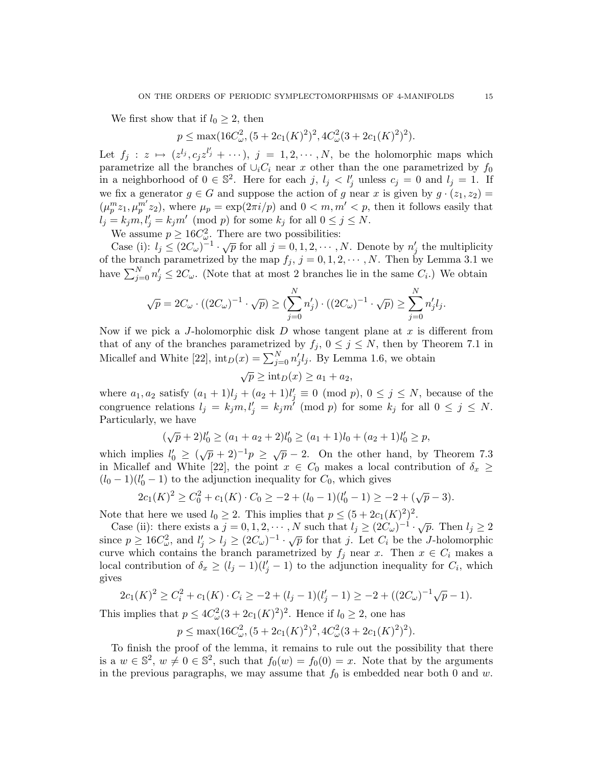We first show that if $l_0 \geq 2$, then

$$p \leq \max(16C_\omega^2, (5 + 2c_1(K)^2)^2, 4C_\omega^2(3 + 2c_1(K)^2)^2).$$

Let $f_j : z \mapsto (z^{l_j}, c_j z^{l'_j} + \cdots)$, $j = 1, 2, \cdots, N$, be the holomorphic maps which parametrize all the branches of $\cup_i C_i$ near $x$ other than the one parametrized by $f_0$ in a neighborhood of $0 \in \mathbb{S}^2$. Here for each $j$, $l_j < l'_j$ unless $c_j = 0$ and $l_j = 1$. If we fix a generator $g \in G$ and suppose the action of $g$ near $x$ is given by $g \cdot (z_1, z_2) = (\mu_p^m z_1, \mu_p^{m'} z_2)$, where $\mu_p = \exp(2\pi i/p)$ and $0 < m, m' < p$, then it follows easily that $l_j = k_j m, l'_j = k_j m' \pmod p$ for some $k_j$ for all $0 \leq j \leq N$.

We assume $p \geq 16C_\omega^2$. There are two possibilities:

Case (i): $l_j \leq (2C_\omega)^{-1} \cdot \sqrt{p}$ for all $j = 0, 1, 2, \cdots, N$. Denote by $n'_j$ the multiplicity of the branch parametrized by the map $f_j$, $j = 0, 1, 2, \cdots, N$. Then by Lemma 3.1 we have $\sum_{j=0}^N n'_j \leq 2C_\omega$. (Note that at most 2 branches lie in the same $C_i$.) We obtain

$$\sqrt{p} = 2C_\omega \cdot ((2C_\omega)^{-1} \cdot \sqrt{p}) \geq (\sum_{j=0}^N n'_j) \cdot ((2C_\omega)^{-1} \cdot \sqrt{p}) \geq \sum_{j=0}^N n'_j l_j.$$

Now if we pick a $J$-holomorphic disk $D$ whose tangent plane at $x$ is different from that of any of the branches parametrized by $f_j$, $0 \leq j \leq N$, then by Theorem 7.1 in Micallef and White [22], $\text{int}_D(x) = \sum_{j=0}^N n'_j l_j$. By Lemma 1.6, we obtain

$$\sqrt{p} \geq \text{int}_D(x) \geq a_1 + a_2,$$

where $a_1, a_2$ satisfy $(a_1 + 1)l_j + (a_2 + 1)l'_j \equiv 0 \pmod p$, $0 \leq j \leq N$, because of the congruence relations $l_j = k_j m, l'_j = k_j m' \pmod p$ for some $k_j$ for all $0 \leq j \leq N$. Particularly, we have

$$(\sqrt{p} + 2)l'_0 \geq (a_1 + a_2 + 2)l'_0 \geq (a_1 + 1)l_0 + (a_2 + 1)l'_0 \geq p,$$

which implies $l'_0 \geq (\sqrt{p} + 2)^{-1} p \geq \sqrt{p} - 2$. On the other hand, by Theorem 7.3 in Micallef and White [22], the point $x \in C_0$ makes a local contribution of $\delta_x \geq (l_0 - 1)(l'_0 - 1)$ to the adjunction inequality for $C_0$, which gives

$$2c_1(K)^2 \geq C_0^2 + c_1(K) \cdot C_0 \geq -2 + (l_0 - 1)(l'_0 - 1) \geq -2 + (\sqrt{p} - 3).$$

Note that here we used $l_0 \geq 2$. This implies that $p \leq (5 + 2c_1(K)^2)^2$.

Case (ii): there exists a $j = 0, 1, 2, \cdots, N$ such that $l_j \geq (2C_\omega)^{-1} \cdot \sqrt{p}$. Then $l_j \geq 2$ since $p \geq 16C_\omega^2$, and $l'_j > l_j \geq (2C_\omega)^{-1} \cdot \sqrt{p}$ for that $j$. Let $C_i$ be the $J$-holomorphic curve which contains the branch parametrized by $f_j$ near $x$. Then $x \in C_i$ makes a local contribution of $\delta_x \geq (l_j - 1)(l'_j - 1)$ to the adjunction inequality for $C_i$, which gives

$$2c_1(K)^2 \geq C_i^2 + c_1(K) \cdot C_i \geq -2 + (l_j - 1)(l'_j - 1) \geq -2 + ((2C_\omega)^{-1}\sqrt{p} - 1).$$

This implies that $p \leq 4C_\omega^2(3 + 2c_1(K)^2)^2$. Hence if $l_0 \geq 2$, one has

$$p \leq \max(16C_\omega^2, (5 + 2c_1(K)^2)^2, 4C_\omega^2(3 + 2c_1(K)^2)^2).$$

To finish the proof of the lemma, it remains to rule out the possibility that there is a $w \in \mathbb{S}^2$, $w \neq 0 \in \mathbb{S}^2$, such that $f_0(w) = f_0(0) = x$. Note that by the arguments in the previous paragraphs, we may assume that $f_0$ is embedded near both $0$ and $w$.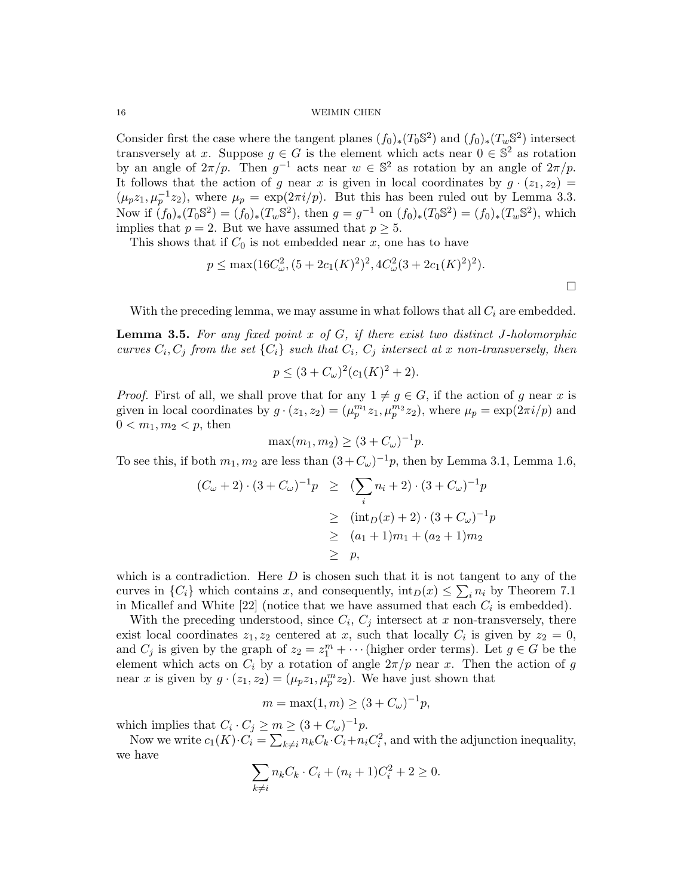Consider first the case where the tangent planes $(f_0)_*(T_0\mathbb{S}^2)$ and $(f_0)_*(T_w\mathbb{S}^2)$ intersect transversely at $x$. Suppose $g \in G$ is the element which acts near $0 \in \mathbb{S}^2$ as rotation by an angle of $2\pi/p$. Then $g^{-1}$ acts near $w \in \mathbb{S}^2$ as rotation by an angle of $2\pi/p$. It follows that the action of $g$ near $x$ is given in local coordinates by $g \cdot (z_1, z_2) = (\mu_p z_1, \mu_p^{-1} z_2)$, where $\mu_p = \exp(2\pi i/p)$. But this has been ruled out by Lemma 3.3. Now if $(f_0)_*(T_0\mathbb{S}^2) = (f_0)_*(T_w\mathbb{S}^2)$, then $g = g^{-1}$ on $(f_0)_*(T_0\mathbb{S}^2) = (f_0)_*(T_w\mathbb{S}^2)$, which implies that $p = 2$. But we have assumed that $p \geq 5$.

This shows that if $C_0$ is not embedded near $x$, one has to have

$$p \leq \max(16C_\omega^2, (5 + 2c_1(K)^2)^2, 4C_\omega^2(3 + 2c_1(K)^2)^2).$$

□

With the preceding lemma, we may assume in what follows that all $C_i$ are embedded.

**Lemma 3.5.** *For any fixed point $x$ of $G$, if there exist two distinct $J$-holomorphic curves $C_i, C_j$ from the set $\{C_i\}$ such that $C_i$, $C_j$ intersect at $x$ non-transversely, then*

$$p \leq (3 + C_\omega)^2(c_1(K)^2 + 2).$$

*Proof.* First of all, we shall prove that for any $1 \neq g \in G$, if the action of $g$ near $x$ is given in local coordinates by $g \cdot (z_1, z_2) = (\mu_p^{m_1} z_1, \mu_p^{m_2} z_2)$, where $\mu_p = \exp(2\pi i/p)$ and $0 < m_1, m_2 < p$, then

$$\max(m_1, m_2) \geq (3 + C_\omega)^{-1} p.$$

To see this, if both $m_1, m_2$ are less than $(3+C_\omega)^{-1}p$, then by Lemma 3.1, Lemma 1.6,

$$\begin{aligned}
(C_\omega + 2) \cdot (3 + C_\omega)^{-1} p &\geq (\sum_i n_i + 2) \cdot (3 + C_\omega)^{-1} p \\
&\geq (\text{int}_D(x) + 2) \cdot (3 + C_\omega)^{-1} p \\
&\geq (a_1 + 1)m_1 + (a_2 + 1)m_2 \\
&\geq p,
\end{aligned}$$

which is a contradiction. Here $D$ is chosen such that it is not tangent to any of the curves in $\{C_i\}$ which contains $x$, and consequently, $\text{int}_D(x) \leq \sum_i n_i$ by Theorem 7.1 in Micallef and White [22] (notice that we have assumed that each $C_i$ is embedded).

With the preceding understood, since $C_i$, $C_j$ intersect at $x$ non-transversely, there exist local coordinates $z_1, z_2$ centered at $x$, such that locally $C_i$ is given by $z_2 = 0$, and $C_j$ is given by the graph of $z_2 = z_1^m + \cdots$ (higher order terms). Let $g \in G$ be the element which acts on $C_i$ by a rotation of angle $2\pi/p$ near $x$. Then the action of $g$ near $x$ is given by $g \cdot (z_1, z_2) = (\mu_p z_1, \mu_p^m z_2)$. We have just shown that

$$m = \max(1, m) \geq (3 + C_\omega)^{-1} p,$$

which implies that $C_i \cdot C_j \geq m \geq (3 + C_\omega)^{-1} p$.

Now we write $c_1(K) \cdot C_i = \sum_{k \neq i} n_k C_k \cdot C_i + n_i C_i^2$, and with the adjunction inequality, we have

$$\sum_{k \neq i} n_k C_k \cdot C_i + (n_i + 1)C_i^2 + 2 \geq 0.$$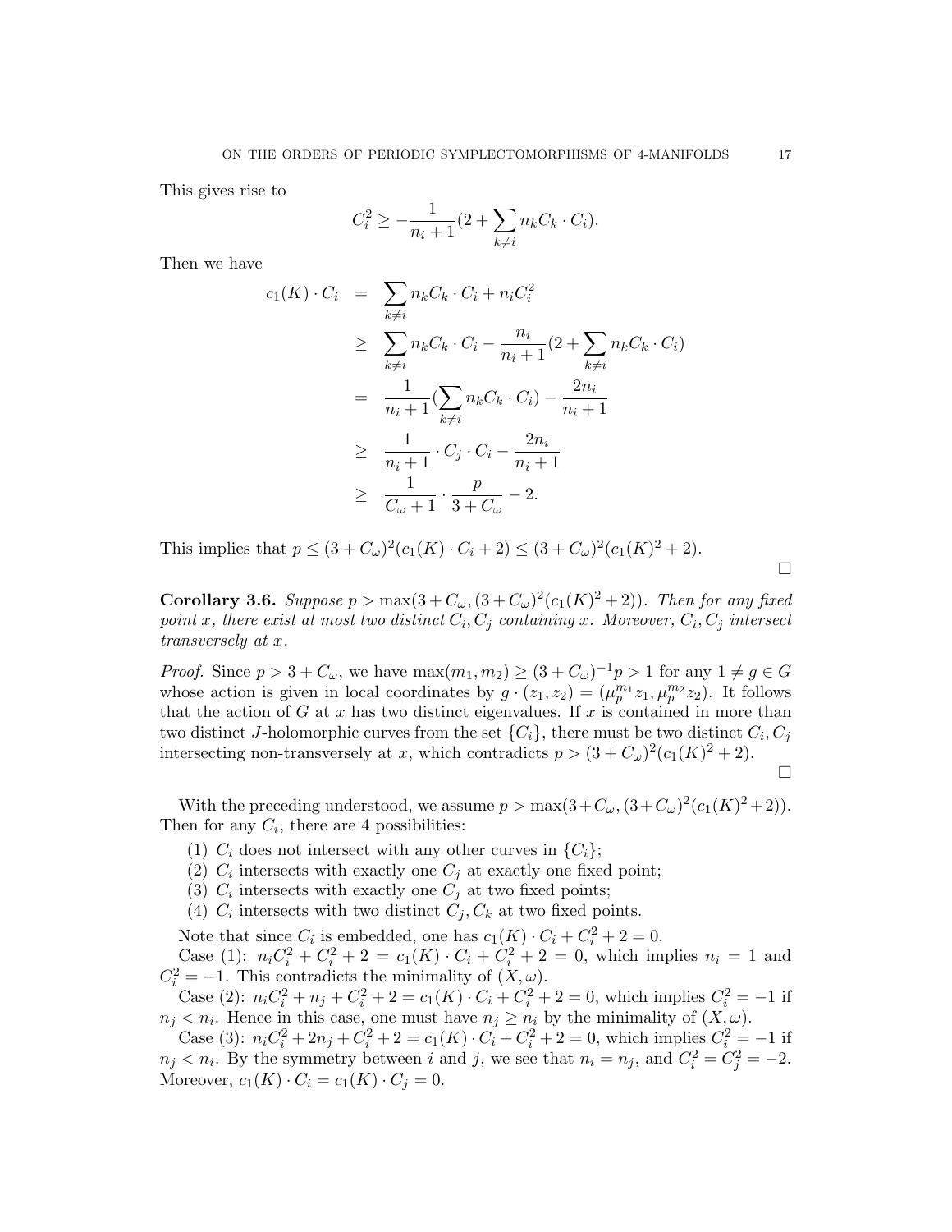This gives rise to

$$C_i^2 \geq -\frac{1}{n_i+1}(2+\sum_{k\neq i} n_k C_k\cdot C_i).$$

Then we have

$$\begin{aligned} c_1(K)\cdot C_i &= \sum_{k\neq i} n_k C_k\cdot C_i + n_i C_i^2 \\ &\geq \sum_{k\neq i} n_k C_k\cdot C_i - \frac{n_i}{n_i+1}(2+\sum_{k\neq i} n_k C_k\cdot C_i) \\ &= \frac{1}{n_i+1}(\sum_{k\neq i} n_k C_k\cdot C_i) - \frac{2n_i}{n_i+1} \\ &\geq \frac{1}{n_i+1}\cdot C_j\cdot C_i - \frac{2n_i}{n_i+1} \\ &\geq \frac{1}{C_\omega+1}\cdot\frac{p}{3+C_\omega} - 2. \end{aligned}$$

This implies that $p\leq (3+C_\omega)^2(c_1(K)\cdot C_i+2)\leq (3+C_\omega)^2(c_1(K)^2+2)$.

∎

**Corollary 3.6.** *Suppose $p>\max(3+C_\omega,(3+C_\omega)^2(c_1(K)^2+2))$. Then for any fixed point $x$, there exist at most two distinct $C_i, C_j$ containing $x$. Moreover, $C_i, C_j$ intersect transversely at $x$.*

*Proof.* Since $p>3+C_\omega$, we have $\max(m_1,m_2)\geq (3+C_\omega)^{-1}p>1$ for any $1\neq g\in G$ whose action is given in local coordinates by $g\cdot(z_1,z_2)=(\mu_p^{m_1}z_1,\mu_p^{m_2}z_2)$. It follows that the action of $G$ at $x$ has two distinct eigenvalues. If $x$ is contained in more than two distinct $J$-holomorphic curves from the set $\{C_i\}$, there must be two distinct $C_i, C_j$ intersecting non-transversely at $x$, which contradicts $p>(3+C_\omega)^2(c_1(K)^2+2)$.

∎

With the preceding understood, we assume $p>\max(3+C_\omega,(3+C_\omega)^2(c_1(K)^2+2))$. Then for any $C_i$, there are 4 possibilities:

1. $C_i$ does not intersect with any other curves in $\{C_i\}$;
2. $C_i$ intersects with exactly one $C_j$ at exactly one fixed point;
3. $C_i$ intersects with exactly one $C_j$ at two fixed points;
4. $C_i$ intersects with two distinct $C_j, C_k$ at two fixed points.

Note that since $C_i$ is embedded, one has $c_1(K)\cdot C_i+C_i^2+2=0$.

Case (1): $n_iC_i^2+C_i^2+2=c_1(K)\cdot C_i+C_i^2+2=0$, which implies $n_i=1$ and $C_i^2=-1$. This contradicts the minimality of $(X,\omega)$.

Case (2): $n_iC_i^2+n_j+C_i^2+2=c_1(K)\cdot C_i+C_i^2+2=0$, which implies $C_i^2=-1$ if $n_j<n_i$. Hence in this case, one must have $n_j\geq n_i$ by the minimality of $(X,\omega)$.

Case (3): $n_iC_i^2+2n_j+C_i^2+2=c_1(K)\cdot C_i+C_i^2+2=0$, which implies $C_i^2=-1$ if $n_j<n_i$. By the symmetry between $i$ and $j$, we see that $n_i=n_j$, and $C_i^2=C_j^2=-2$. Moreover, $c_1(K)\cdot C_i=c_1(K)\cdot C_j=0$.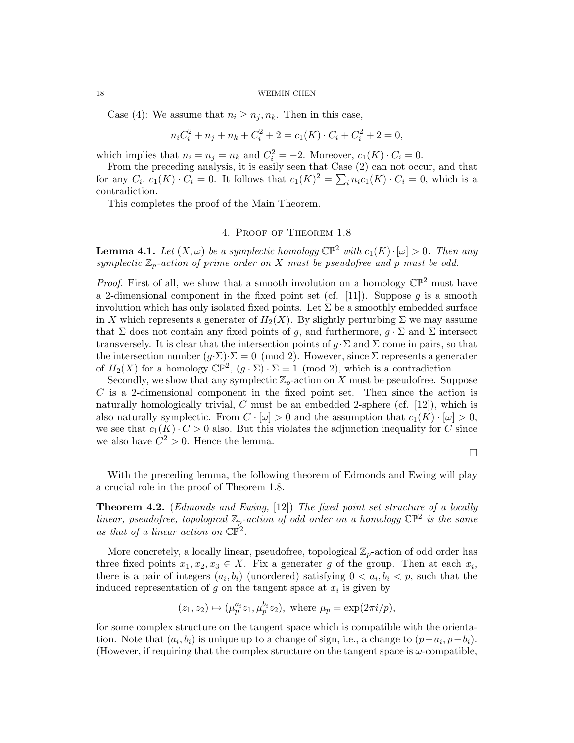Case (4): We assume that $n_i \geq n_j, n_k$. Then in this case,

$$n_i C_i^2 + n_j + n_k + C_i^2 + 2 = c_1(K) \cdot C_i + C_i^2 + 2 = 0,$$

which implies that $n_i = n_j = n_k$ and $C_i^2 = -2$. Moreover, $c_1(K) \cdot C_i = 0$.

From the preceding analysis, it is easily seen that Case (2) can not occur, and that for any $C_i$, $c_1(K) \cdot C_i = 0$. It follows that $c_1(K)^2 = \sum_i n_i c_1(K) \cdot C_i = 0$, which is a contradiction.

This completes the proof of the Main Theorem.

## 4. Proof of Theorem 1.8

**Lemma 4.1.** *Let $(X, \omega)$ be a symplectic homology $\mathbb{CP}^2$ with $c_1(K) \cdot [\omega] > 0$. Then any symplectic $\mathbb{Z}_p$-action of prime order on $X$ must be pseudofree and $p$ must be odd.*

*Proof.* First of all, we show that a smooth involution on a homology $\mathbb{CP}^2$ must have a 2-dimensional component in the fixed point set (cf. [11]). Suppose $g$ is a smooth involution which has only isolated fixed points. Let $\Sigma$ be a smoothly embedded surface in $X$ which represents a generater of $H_2(X)$. By slightly perturbing $\Sigma$ we may assume that $\Sigma$ does not contain any fixed points of $g$, and furthermore, $g \cdot \Sigma$ and $\Sigma$ intersect transversely. It is clear that the intersection points of $g \cdot \Sigma$ and $\Sigma$ come in pairs, so that the intersection number $(g \cdot \Sigma) \cdot \Sigma = 0 \pmod 2$. However, since $\Sigma$ represents a generater of $H_2(X)$ for a homology $\mathbb{CP}^2$, $(g \cdot \Sigma) \cdot \Sigma = 1 \pmod 2$, which is a contradiction.

Secondly, we show that any symplectic $\mathbb{Z}_p$-action on $X$ must be pseudofree. Suppose $C$ is a 2-dimensional component in the fixed point set. Then since the action is naturally homologically trivial, $C$ must be an embedded 2-sphere (cf. [12]), which is also naturally symplectic. From $C \cdot [\omega] > 0$ and the assumption that $c_1(K) \cdot [\omega] > 0$, we see that $c_1(K) \cdot C > 0$ also. But this violates the adjunction inequality for $C$ since we also have $C^2 > 0$. Hence the lemma.

∎

With the preceding lemma, the following theorem of Edmonds and Ewing will play a crucial role in the proof of Theorem 1.8.

**Theorem 4.2.** (*Edmonds and Ewing,* [12]) *The fixed point set structure of a locally linear, pseudofree, topological $\mathbb{Z}_p$-action of odd order on a homology $\mathbb{CP}^2$ is the same as that of a linear action on $\mathbb{CP}^2$.*

More concretely, a locally linear, pseudofree, topological $\mathbb{Z}_p$-action of odd order has three fixed points $x_1, x_2, x_3 \in X$. Fix a generater $g$ of the group. Then at each $x_i$, there is a pair of integers $(a_i, b_i)$ (unordered) satisfying $0 < a_i, b_i < p$, such that the induced representation of $g$ on the tangent space at $x_i$ is given by

$$(z_1, z_2) \mapsto (\mu_p^{a_i} z_1, \mu_p^{b_i} z_2), \text{ where } \mu_p = \exp(2\pi i/p),$$

for some complex structure on the tangent space which is compatible with the orientation. Note that $(a_i, b_i)$ is unique up to a change of sign, i.e., a change to $(p - a_i, p - b_i)$. (However, if requiring that the complex structure on the tangent space is $\omega$-compatible,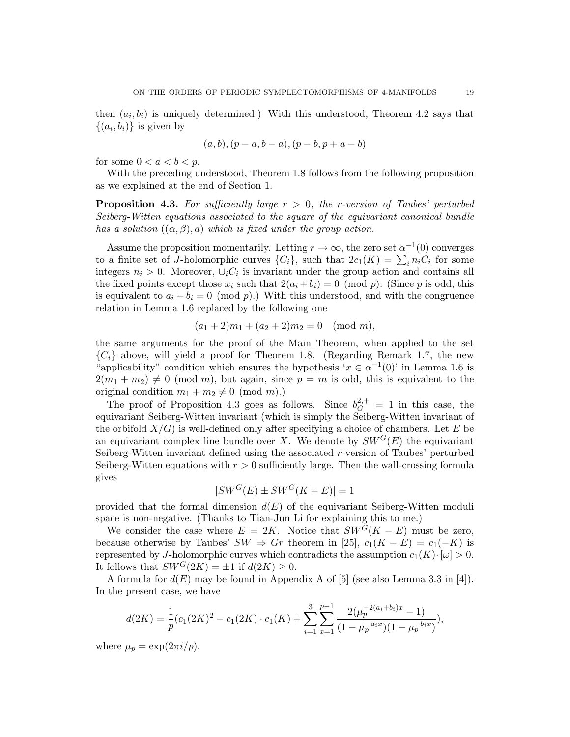then $(a_i, b_i)$ is uniquely determined.) With this understood, Theorem 4.2 says that $\{(a_i, b_i)\}$ is given by

$$(a, b), (p-a, b-a), (p-b, p+a-b)$$

for some $0 < a < b < p$.

With the preceding understood, Theorem 1.8 follows from the following proposition as we explained at the end of Section 1.

**Proposition 4.3.** *For sufficiently large $r > 0$, the $r$-version of Taubes' perturbed Seiberg-Witten equations associated to the square of the equivariant canonical bundle has a solution $((\alpha, \beta), a)$ which is fixed under the group action.*

Assume the proposition momentarily. Letting $r \to \infty$, the zero set $\alpha^{-1}(0)$ converges to a finite set of $J$-holomorphic curves $\{C_i\}$, such that $2c_1(K) = \sum_i n_i C_i$ for some integers $n_i > 0$. Moreover, $\cup_i C_i$ is invariant under the group action and contains all the fixed points except those $x_i$ such that $2(a_i + b_i) = 0 \pmod p$. (Since $p$ is odd, this is equivalent to $a_i + b_i = 0 \pmod p$.) With this understood, and with the congruence relation in Lemma 1.6 replaced by the following one

$$(a_1 + 2)m_1 + (a_2 + 2)m_2 = 0 \pmod m,$$

the same arguments for the proof of the Main Theorem, when applied to the set $\{C_i\}$ above, will yield a proof for Theorem 1.8. (Regarding Remark 1.7, the new "applicability" condition which ensures the hypothesis '$x \in \alpha^{-1}(0)$' in Lemma 1.6 is $2(m_1 + m_2) \neq 0 \pmod m$, but again, since $p = m$ is odd, this is equivalent to the original condition $m_1 + m_2 \neq 0 \pmod m$.)

The proof of Proposition 4.3 goes as follows. Since $b_G^{2,+} = 1$ in this case, the equivariant Seiberg-Witten invariant (which is simply the Seiberg-Witten invariant of the orbifold $X/G$) is well-defined only after specifying a choice of chambers. Let $E$ be an equivariant complex line bundle over $X$. We denote by $SW^G(E)$ the equivariant Seiberg-Witten invariant defined using the associated $r$-version of Taubes' perturbed Seiberg-Witten equations with $r > 0$ sufficiently large. Then the wall-crossing formula gives

$$|SW^G(E) \pm SW^G(K - E)| = 1$$

provided that the formal dimension $d(E)$ of the equivariant Seiberg-Witten moduli space is non-negative. (Thanks to Tian-Jun Li for explaining this to me.)

We consider the case where $E = 2K$. Notice that $SW^G(K - E)$ must be zero, because otherwise by Taubes' $SW \Rightarrow Gr$ theorem in [25], $c_1(K - E) = c_1(-K)$ is represented by $J$-holomorphic curves which contradicts the assumption $c_1(K) \cdot [\omega] > 0$. It follows that $SW^G(2K) = \pm 1$ if $d(2K) \geq 0$.

A formula for $d(E)$ may be found in Appendix A of [5] (see also Lemma 3.3 in [4]). In the present case, we have

$$d(2K) = \frac{1}{p}(c_1(2K)^2 - c_1(2K) \cdot c_1(K) + \sum_{i=1}^{3} \sum_{x=1}^{p-1} \frac{2(\mu_p^{-2(a_i+b_i)x} - 1)}{(1 - \mu_p^{-a_i x})(1 - \mu_p^{-b_i x})}),$$

where $\mu_p = \exp(2\pi i/p)$.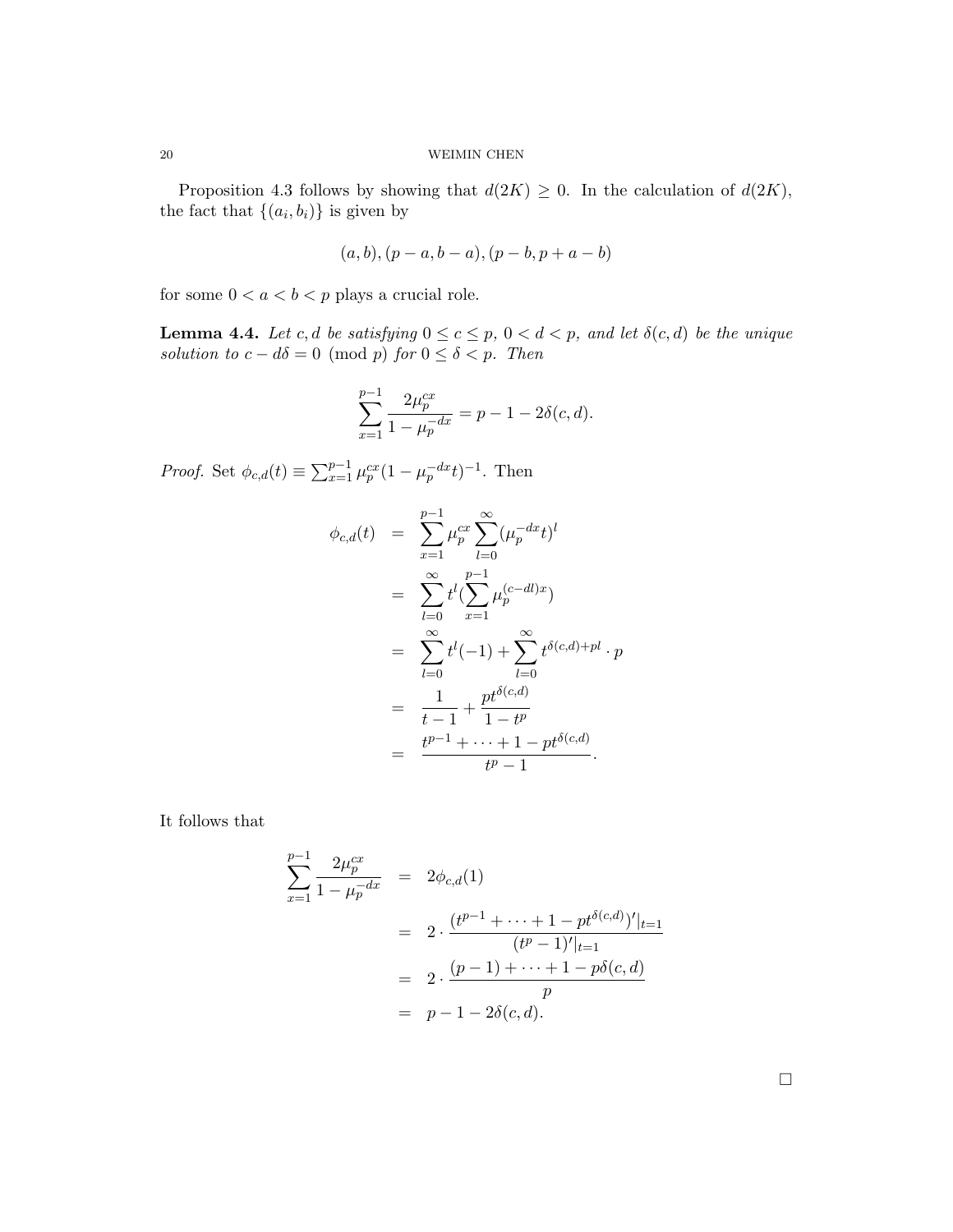Proposition 4.3 follows by showing that $d(2K) \geq 0$. In the calculation of $d(2K)$, the fact that $\{(a_i, b_i)\}$ is given by

$$(a, b), (p-a, b-a), (p-b, p+a-b)$$

for some $0 < a < b < p$ plays a crucial role.

**Lemma 4.4.** *Let $c, d$ be satisfying $0 \leq c \leq p$, $0 < d < p$, and let $\delta(c,d)$ be the unique solution to $c - d\delta = 0 \pmod p$ for $0 \leq \delta < p$. Then*

$$\sum_{x=1}^{p-1} \frac{2\mu_p^{cx}}{1-\mu_p^{-dx}} = p - 1 - 2\delta(c,d).$$

*Proof.* Set $\phi_{c,d}(t) \equiv \sum_{x=1}^{p-1} \mu_p^{cx}(1-\mu_p^{-dx}t)^{-1}$. Then

$$\begin{aligned}
\phi_{c,d}(t) &= \sum_{x=1}^{p-1} \mu_p^{cx} \sum_{l=0}^{\infty} (\mu_p^{-dx}t)^l \\
&= \sum_{l=0}^{\infty} t^l \Big(\sum_{x=1}^{p-1} \mu_p^{(c-dl)x}\Big) \\
&= \sum_{l=0}^{\infty} t^l(-1) + \sum_{l=0}^{\infty} t^{\delta(c,d)+pl} \cdot p \\
&= \frac{1}{t-1} + \frac{pt^{\delta(c,d)}}{1-t^p} \\
&= \frac{t^{p-1} + \cdots + 1 - pt^{\delta(c,d)}}{t^p - 1}.
\end{aligned}$$

It follows that

$$\begin{aligned}
\sum_{x=1}^{p-1} \frac{2\mu_p^{cx}}{1-\mu_p^{-dx}} &= 2\phi_{c,d}(1) \\
&= 2 \cdot \frac{(t^{p-1} + \cdots + 1 - pt^{\delta(c,d)})'|_{t=1}}{(t^p-1)'|_{t=1}} \\
&= 2 \cdot \frac{(p-1) + \cdots + 1 - p\delta(c,d)}{p} \\
&= p - 1 - 2\delta(c,d).
\end{aligned}$$

□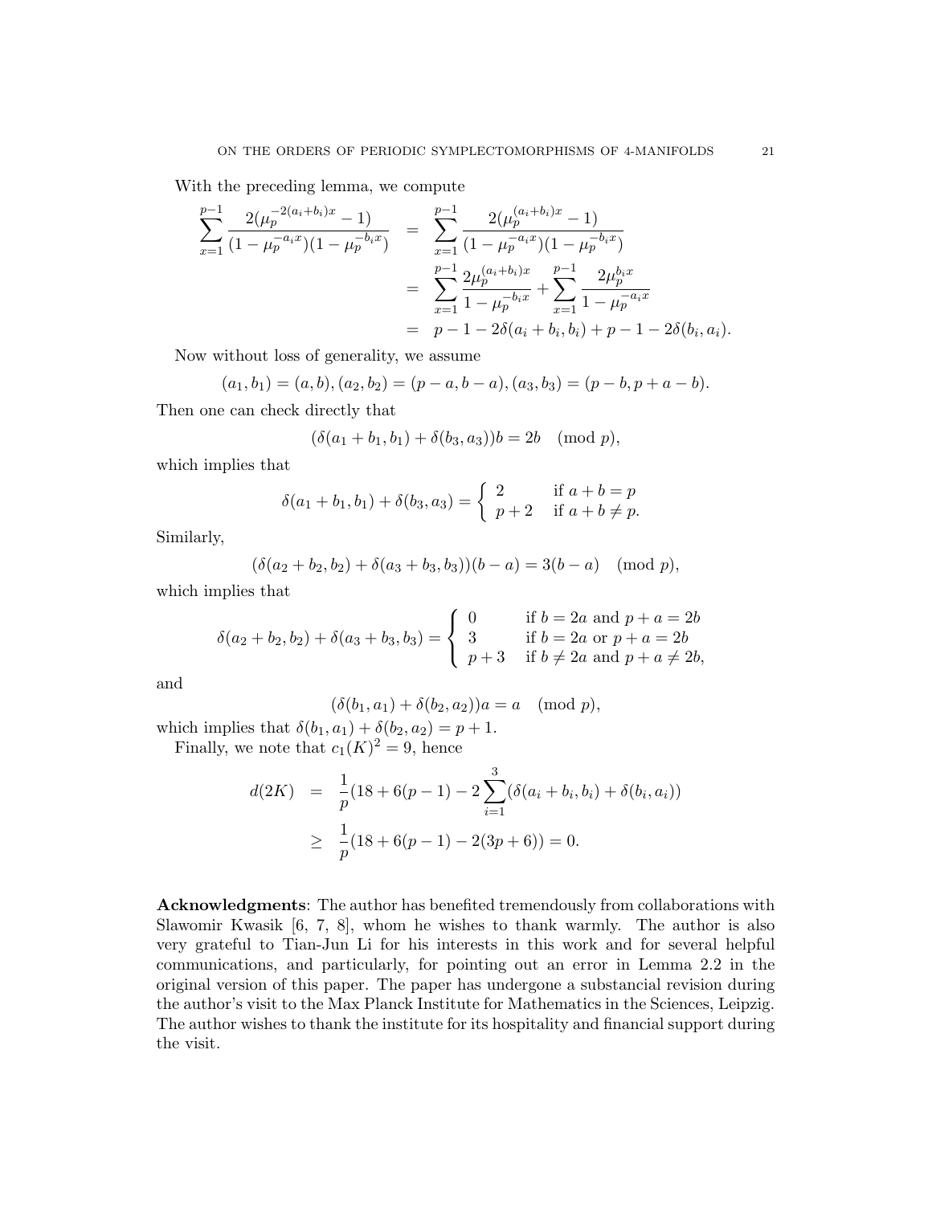With the preceding lemma, we compute

$$
\begin{aligned}
\sum_{x=1}^{p-1} \frac{2(\mu_p^{-2(a_i+b_i)x} - 1)}{(1-\mu_p^{-a_i x})(1-\mu_p^{-b_i x})} &= \sum_{x=1}^{p-1} \frac{2(\mu_p^{(a_i+b_i)x} - 1)}{(1-\mu_p^{-a_i x})(1-\mu_p^{-b_i x})} \\
&= \sum_{x=1}^{p-1} \frac{2\mu_p^{(a_i+b_i)x}}{1-\mu_p^{-b_i x}} + \sum_{x=1}^{p-1} \frac{2\mu_p^{b_i x}}{1-\mu_p^{-a_i x}} \\
&= p-1-2\delta(a_i+b_i, b_i) + p-1-2\delta(b_i, a_i).
\end{aligned}
$$

Now without loss of generality, we assume

$$
(a_1, b_1) = (a, b), (a_2, b_2) = (p-a, b-a), (a_3, b_3) = (p-b, p+a-b).
$$

Then one can check directly that

$$
(\delta(a_1+b_1, b_1) + \delta(b_3, a_3))b = 2b \pmod{p},
$$

which implies that

$$
\delta(a_1+b_1, b_1) + \delta(b_3, a_3) = \begin{cases} 2 & \text{if } a+b=p \\ p+2 & \text{if } a+b \neq p. \end{cases}
$$

Similarly,

$$
(\delta(a_2+b_2, b_2) + \delta(a_3+b_3, b_3))(b-a) = 3(b-a) \pmod{p},
$$

which implies that

$$
\delta(a_2+b_2, b_2) + \delta(a_3+b_3, b_3) = \begin{cases} 0 & \text{if } b=2a \text{ and } p+a=2b \\ 3 & \text{if } b=2a \text{ or } p+a=2b \\ p+3 & \text{if } b \neq 2a \text{ and } p+a \neq 2b, \end{cases}
$$

and

$$
(\delta(b_1, a_1) + \delta(b_2, a_2))a = a \pmod{p},
$$

which implies that $\delta(b_1, a_1) + \delta(b_2, a_2) = p+1$.

Finally, we note that $c_1(K)^2 = 9$, hence

$$
\begin{aligned}
d(2K) &= \frac{1}{p}(18 + 6(p-1) - 2\sum_{i=1}^{3}(\delta(a_i+b_i, b_i) + \delta(b_i, a_i)) \\
&\geq \frac{1}{p}(18 + 6(p-1) - 2(3p+6)) = 0.
\end{aligned}
$$

**Acknowledgments**: The author has benefited tremendously from collaborations with Slawomir Kwasik [6, 7, 8], whom he wishes to thank warmly. The author is also very grateful to Tian-Jun Li for his interests in this work and for several helpful communications, and particularly, for pointing out an error in Lemma 2.2 in the original version of this paper. The paper has undergone a substancial revision during the author's visit to the Max Planck Institute for Mathematics in the Sciences, Leipzig. The author wishes to thank the institute for its hospitality and financial support during the visit.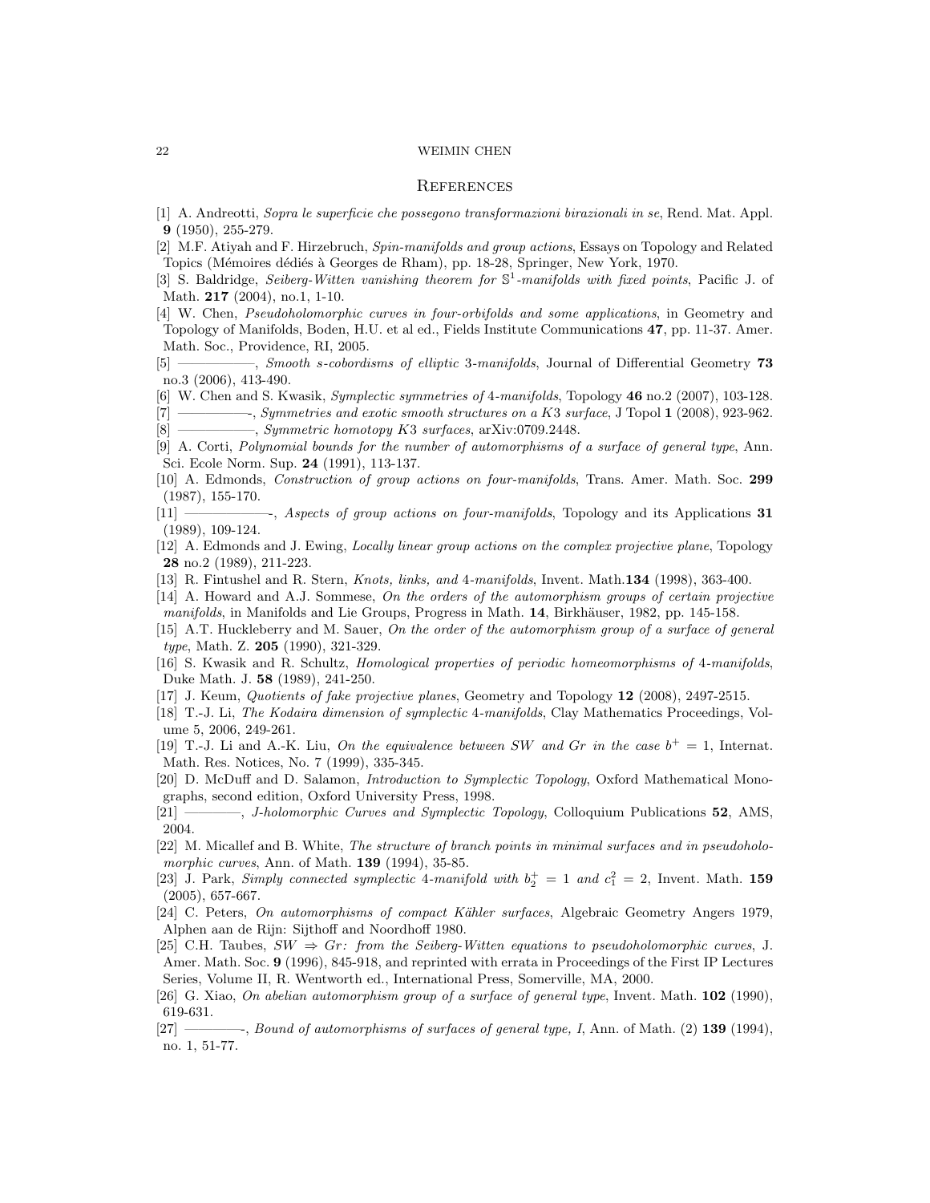## References

[1] A. Andreotti, *Sopra le superficie che possegono transformazioni birazionali in se*, Rend. Mat. Appl. **9** (1950), 255-279.

[2] M.F. Atiyah and F. Hirzebruch, *Spin-manifolds and group actions*, Essays on Topology and Related Topics (Mémoires dédiés à Georges de Rham), pp. 18-28, Springer, New York, 1970.

[3] S. Baldridge, *Seiberg-Witten vanishing theorem for $\mathbb{S}^1$-manifolds with fixed points*, Pacific J. of Math. **217** (2004), no.1, 1-10.

[4] W. Chen, *Pseudoholomorphic curves in four-orbifolds and some applications*, in Geometry and Topology of Manifolds, Boden, H.U. et al ed., Fields Institute Communications **47**, pp. 11-37. Amer. Math. Soc., Providence, RI, 2005.

[5] ——————, *Smooth s-cobordisms of elliptic 3-manifolds*, Journal of Differential Geometry **73** no.3 (2006), 413-490.

[6] W. Chen and S. Kwasik, *Symplectic symmetries of 4-manifolds*, Topology **46** no.2 (2007), 103-128.

[7] ——————-, *Symmetries and exotic smooth structures on a K3 surface*, J Topol **1** (2008), 923-962.

[8] ——————, *Symmetric homotopy K3 surfaces*, arXiv:0709.2448.

[9] A. Corti, *Polynomial bounds for the number of automorphisms of a surface of general type*, Ann. Sci. Ecole Norm. Sup. **24** (1991), 113-137.

[10] A. Edmonds, *Construction of group actions on four-manifolds*, Trans. Amer. Math. Soc. **299** (1987), 155-170.

[11] ———————-, *Aspects of group actions on four-manifolds*, Topology and its Applications **31** (1989), 109-124.

[12] A. Edmonds and J. Ewing, *Locally linear group actions on the complex projective plane*, Topology **28** no.2 (1989), 211-223.

[13] R. Fintushel and R. Stern, *Knots, links, and 4-manifolds*, Invent. Math.**134** (1998), 363-400.

[14] A. Howard and A.J. Sommese, *On the orders of the automorphism groups of certain projective manifolds*, in Manifolds and Lie Groups, Progress in Math. **14**, Birkhäuser, 1982, pp. 145-158.

[15] A.T. Huckleberry and M. Sauer, *On the order of the automorphism group of a surface of general type*, Math. Z. **205** (1990), 321-329.

[16] S. Kwasik and R. Schultz, *Homological properties of periodic homeomorphisms of 4-manifolds*, Duke Math. J. **58** (1989), 241-250.

[17] J. Keum, *Quotients of fake projective planes*, Geometry and Topology **12** (2008), 2497-2515.

[18] T.-J. Li, *The Kodaira dimension of symplectic 4-manifolds*, Clay Mathematics Proceedings, Volume 5, 2006, 249-261.

[19] T.-J. Li and A.-K. Liu, *On the equivalence between SW and Gr in the case $b^+ = 1$*, Internat. Math. Res. Notices, No. 7 (1999), 335-345.

[20] D. McDuff and D. Salamon, *Introduction to Symplectic Topology*, Oxford Mathematical Monographs, second edition, Oxford University Press, 1998.

[21] ————, *J-holomorphic Curves and Symplectic Topology*, Colloquium Publications **52**, AMS, 2004.

[22] M. Micallef and B. White, *The structure of branch points in minimal surfaces and in pseudoholomorphic curves*, Ann. of Math. **139** (1994), 35-85.

[23] J. Park, *Simply connected symplectic 4-manifold with $b_2^+ = 1$ and $c_1^2 = 2$*, Invent. Math. **159** (2005), 657-667.

[24] C. Peters, *On automorphisms of compact Kähler surfaces*, Algebraic Geometry Angers 1979, Alphen aan de Rijn: Sijthoff and Noordhoff 1980.

[25] C.H. Taubes, *$SW \Rightarrow Gr$: from the Seiberg-Witten equations to pseudoholomorphic curves*, J. Amer. Math. Soc. **9** (1996), 845-918, and reprinted with errata in Proceedings of the First IP Lectures Series, Volume II, R. Wentworth ed., International Press, Somerville, MA, 2000.

[26] G. Xiao, *On abelian automorphism group of a surface of general type*, Invent. Math. **102** (1990), 619-631.

[27] ————-, *Bound of automorphisms of surfaces of general type, I*, Ann. of Math. (2) **139** (1994), no. 1, 51-77.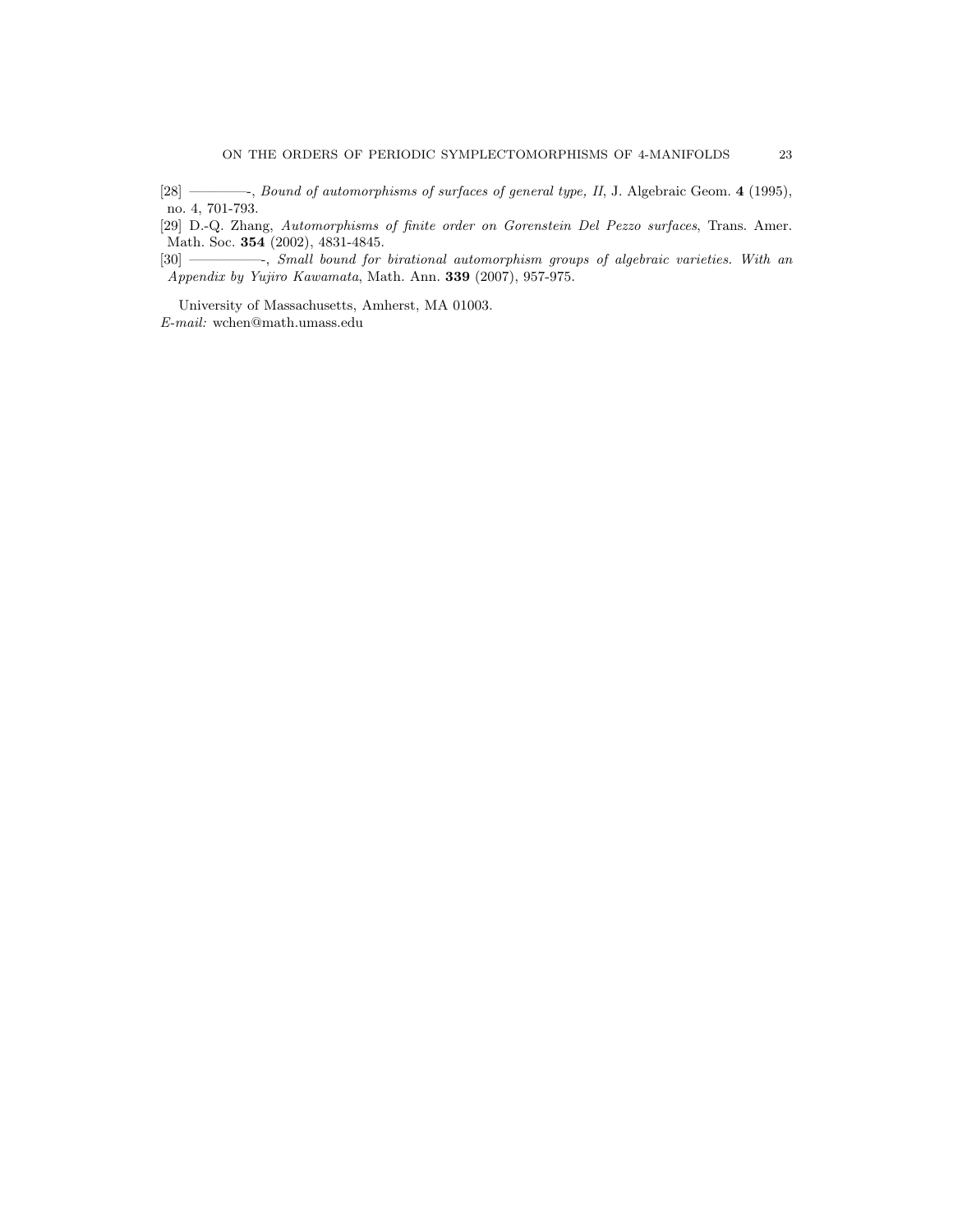[28] ————-, *Bound of automorphisms of surfaces of general type, II*, J. Algebraic Geom. **4** (1995), no. 4, 701-793.

[29] D.-Q. Zhang, *Automorphisms of finite order on Gorenstein Del Pezzo surfaces*, Trans. Amer. Math. Soc. **354** (2002), 4831-4845.

[30] ——————-, *Small bound for birational automorphism groups of algebraic varieties. With an Appendix by Yujiro Kawamata*, Math. Ann. **339** (2007), 957-975.

University of Massachusetts, Amherst, MA 01003.
*E-mail:* wchen@math.umass.edu